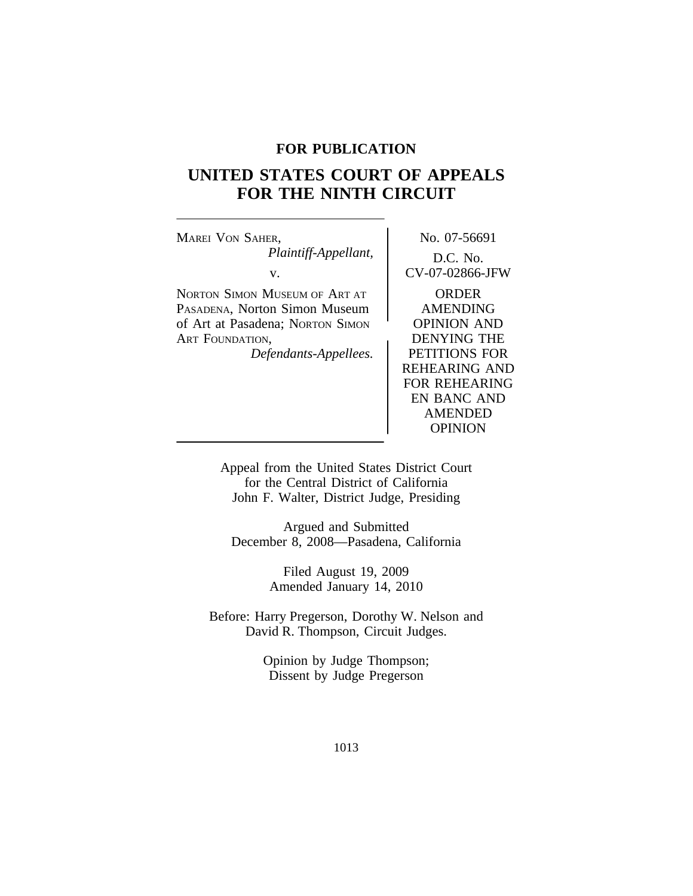**FOR PUBLICATION**

# UNITED STATES COURT OF APPEALS FOR THE NINTH CIRCUIT

MAREI VON SAHER,
*Plaintiff-Appellant,*

v.

NORTON SIMON MUSEUM OF ART AT PASADENA, Norton Simon Museum of Art at Pasadena; NORTON SIMON ART FOUNDATION,
*Defendants-Appellees.*

No. 07-56691

D.C. No.
CV-07-02866-JFW

ORDER AMENDING OPINION AND DENYING THE PETITIONS FOR REHEARING AND FOR REHEARING EN BANC AND AMENDED OPINION

Appeal from the United States District Court
for the Central District of California
John F. Walter, District Judge, Presiding

Argued and Submitted
December 8, 2008—Pasadena, California

Filed August 19, 2009
Amended January 14, 2010

Before: Harry Pregerson, Dorothy W. Nelson and
David R. Thompson, Circuit Judges.

Opinion by Judge Thompson;
Dissent by Judge Pregerson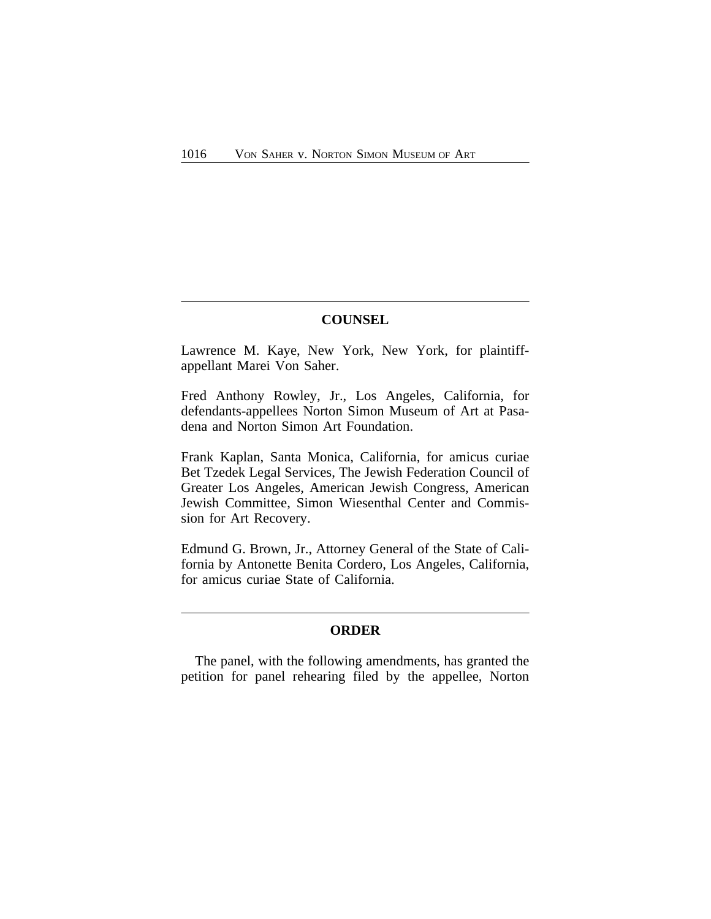## COUNSEL

Lawrence M. Kaye, New York, New York, for plaintiff-appellant Marei Von Saher.

Fred Anthony Rowley, Jr., Los Angeles, California, for defendants-appellees Norton Simon Museum of Art at Pasadena and Norton Simon Art Foundation.

Frank Kaplan, Santa Monica, California, for amicus curiae Bet Tzedek Legal Services, The Jewish Federation Council of Greater Los Angeles, American Jewish Congress, American Jewish Committee, Simon Wiesenthal Center and Commission for Art Recovery.

Edmund G. Brown, Jr., Attorney General of the State of California by Antonette Benita Cordero, Los Angeles, California, for amicus curiae State of California.

## ORDER

The panel, with the following amendments, has granted the petition for panel rehearing filed by the appellee, Norton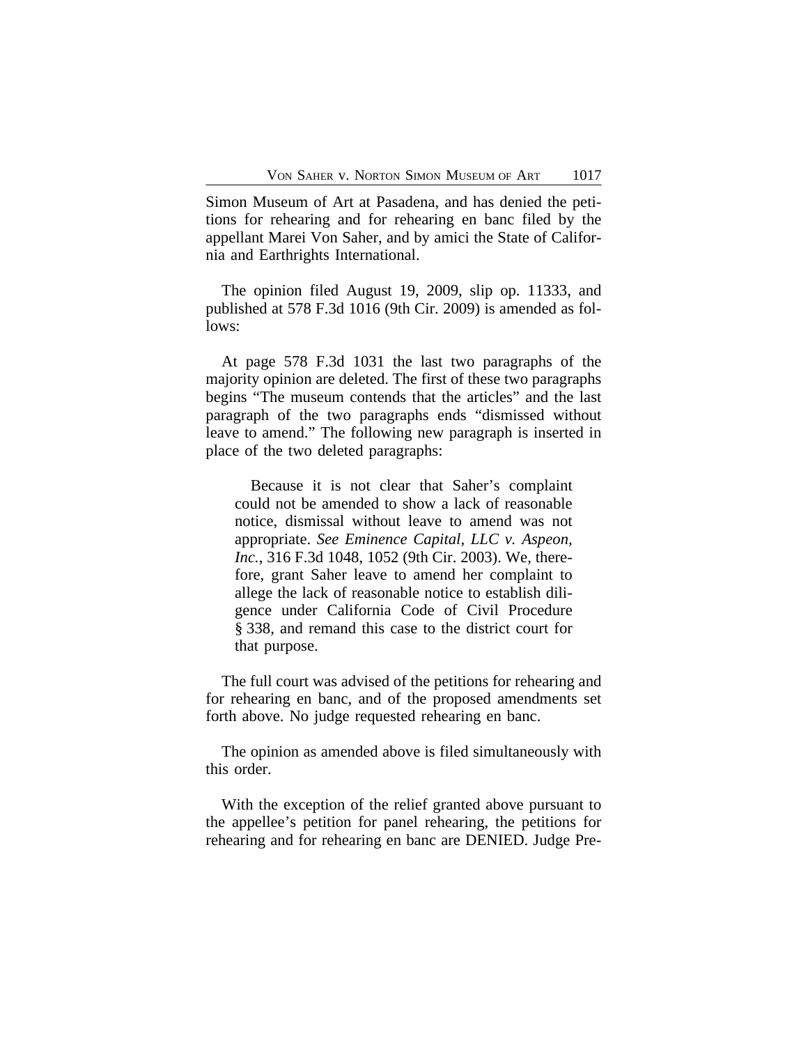Simon Museum of Art at Pasadena, and has denied the petitions for rehearing and for rehearing en banc filed by the appellant Marei Von Saher, and by amici the State of California and Earthrights International.

The opinion filed August 19, 2009, slip op. 11333, and published at 578 F.3d 1016 (9th Cir. 2009) is amended as follows:

At page 578 F.3d 1031 the last two paragraphs of the majority opinion are deleted. The first of these two paragraphs begins "The museum contends that the articles" and the last paragraph of the two paragraphs ends "dismissed without leave to amend." The following new paragraph is inserted in place of the two deleted paragraphs:

> Because it is not clear that Saher's complaint could not be amended to show a lack of reasonable notice, dismissal without leave to amend was not appropriate. *See Eminence Capital, LLC v. Aspeon, Inc.*, 316 F.3d 1048, 1052 (9th Cir. 2003). We, therefore, grant Saher leave to amend her complaint to allege the lack of reasonable notice to establish diligence under California Code of Civil Procedure § 338, and remand this case to the district court for that purpose.

The full court was advised of the petitions for rehearing and for rehearing en banc, and of the proposed amendments set forth above. No judge requested rehearing en banc.

The opinion as amended above is filed simultaneously with this order.

With the exception of the relief granted above pursuant to the appellee's petition for panel rehearing, the petitions for rehearing and for rehearing en banc are DENIED. Judge Pre-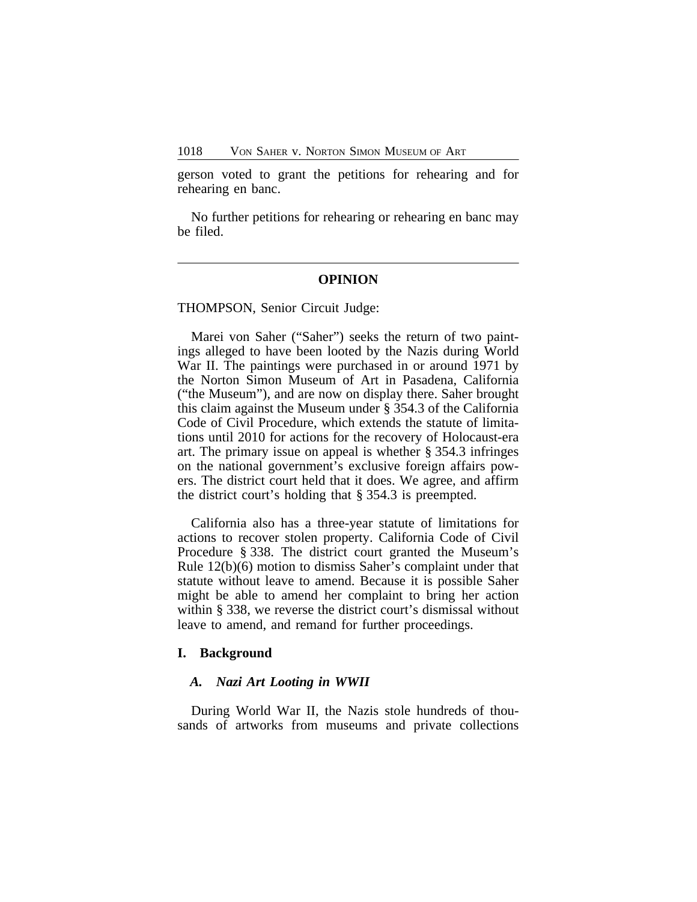gerson voted to grant the petitions for rehearing and for rehearing en banc.

No further petitions for rehearing or rehearing en banc may be filed.

---

## OPINION

THOMPSON, Senior Circuit Judge:

Marei von Saher ("Saher") seeks the return of two paintings alleged to have been looted by the Nazis during World War II. The paintings were purchased in or around 1971 by the Norton Simon Museum of Art in Pasadena, California ("the Museum"), and are now on display there. Saher brought this claim against the Museum under § 354.3 of the California Code of Civil Procedure, which extends the statute of limitations until 2010 for actions for the recovery of Holocaust-era art. The primary issue on appeal is whether § 354.3 infringes on the national government's exclusive foreign affairs powers. The district court held that it does. We agree, and affirm the district court's holding that § 354.3 is preempted.

California also has a three-year statute of limitations for actions to recover stolen property. California Code of Civil Procedure § 338. The district court granted the Museum's Rule 12(b)(6) motion to dismiss Saher's complaint under that statute without leave to amend. Because it is possible Saher might be able to amend her complaint to bring her action within § 338, we reverse the district court's dismissal without leave to amend, and remand for further proceedings.

### I. Background

#### *A. Nazi Art Looting in WWII*

During World War II, the Nazis stole hundreds of thousands of artworks from museums and private collections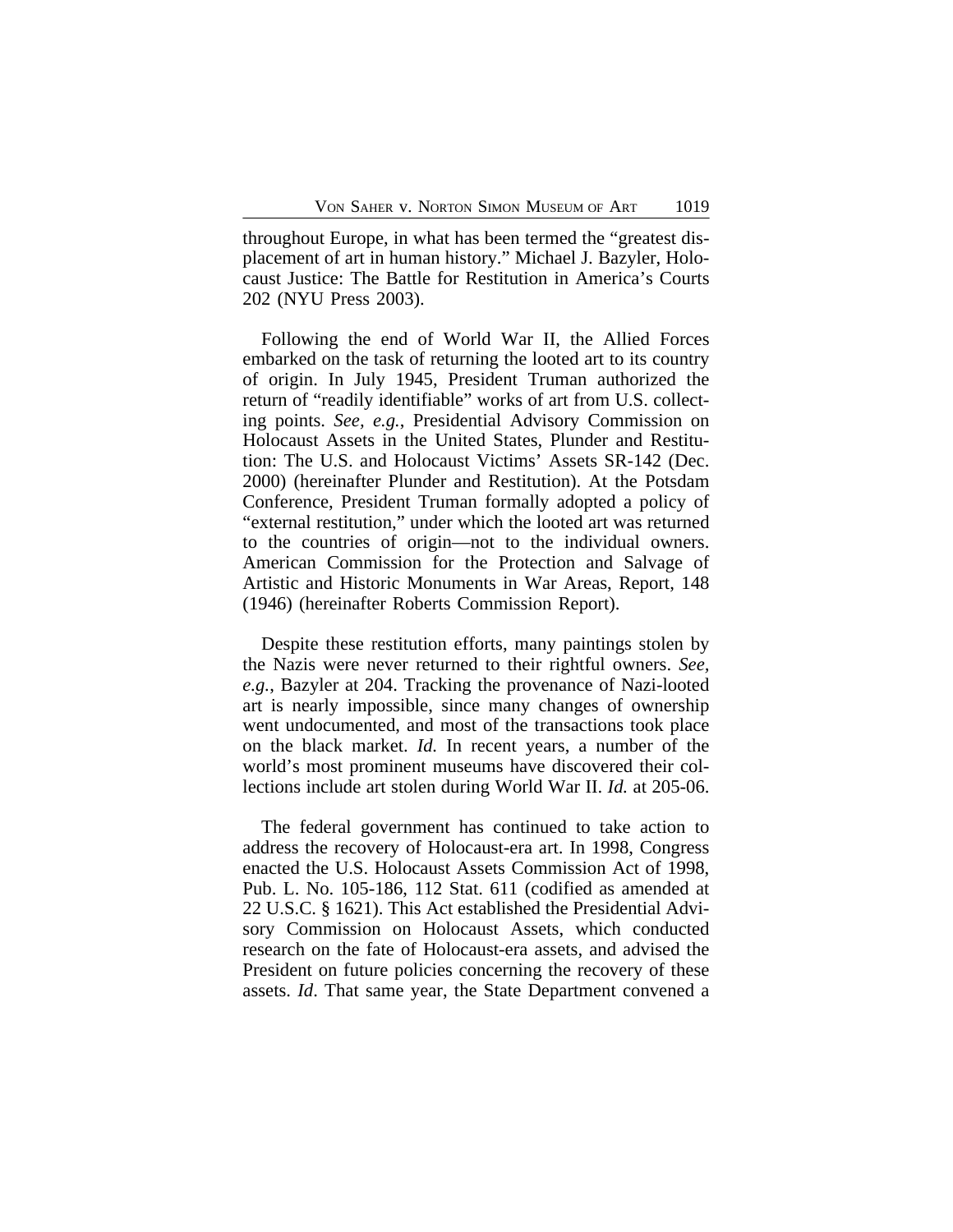throughout Europe, in what has been termed the "greatest displacement of art in human history." Michael J. Bazyler, Holocaust Justice: The Battle for Restitution in America's Courts 202 (NYU Press 2003).

Following the end of World War II, the Allied Forces embarked on the task of returning the looted art to its country of origin. In July 1945, President Truman authorized the return of "readily identifiable" works of art from U.S. collecting points. *See, e.g.*, Presidential Advisory Commission on Holocaust Assets in the United States, Plunder and Restitution: The U.S. and Holocaust Victims' Assets SR-142 (Dec. 2000) (hereinafter Plunder and Restitution). At the Potsdam Conference, President Truman formally adopted a policy of "external restitution," under which the looted art was returned to the countries of origin—not to the individual owners. American Commission for the Protection and Salvage of Artistic and Historic Monuments in War Areas, Report, 148 (1946) (hereinafter Roberts Commission Report).

Despite these restitution efforts, many paintings stolen by the Nazis were never returned to their rightful owners. *See, e.g.*, Bazyler at 204. Tracking the provenance of Nazi-looted art is nearly impossible, since many changes of ownership went undocumented, and most of the transactions took place on the black market. *Id.* In recent years, a number of the world's most prominent museums have discovered their collections include art stolen during World War II. *Id.* at 205-06.

The federal government has continued to take action to address the recovery of Holocaust-era art. In 1998, Congress enacted the U.S. Holocaust Assets Commission Act of 1998, Pub. L. No. 105-186, 112 Stat. 611 (codified as amended at 22 U.S.C. § 1621). This Act established the Presidential Advisory Commission on Holocaust Assets, which conducted research on the fate of Holocaust-era assets, and advised the President on future policies concerning the recovery of these assets. *Id*. That same year, the State Department convened a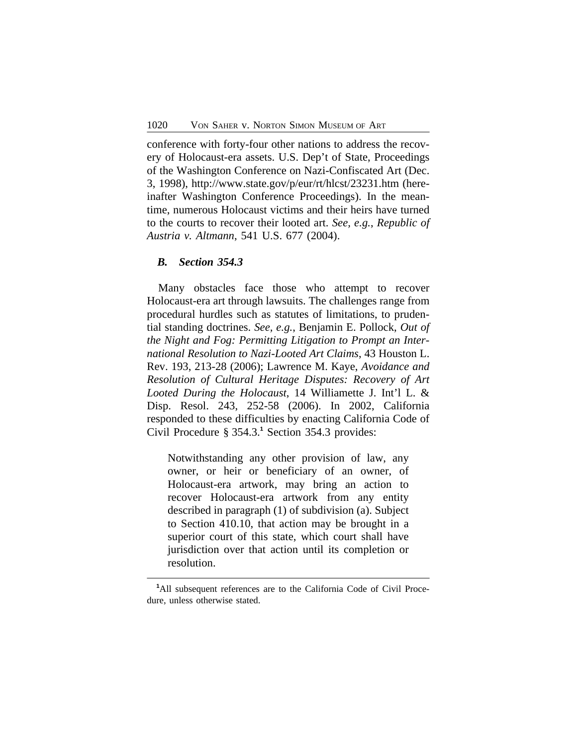conference with forty-four other nations to address the recovery of Holocaust-era assets. U.S. Dep't of State, Proceedings of the Washington Conference on Nazi-Confiscated Art (Dec. 3, 1998), http://www.state.gov/p/eur/rt/hlcst/23231.htm (hereinafter Washington Conference Proceedings). In the meantime, numerous Holocaust victims and their heirs have turned to the courts to recover their looted art. *See, e.g.*, *Republic of Austria v. Altmann*, 541 U.S. 677 (2004).

### *B. Section 354.3*

Many obstacles face those who attempt to recover Holocaust-era art through lawsuits. The challenges range from procedural hurdles such as statutes of limitations, to prudential standing doctrines. *See, e.g.*, Benjamin E. Pollock, *Out of the Night and Fog: Permitting Litigation to Prompt an International Resolution to Nazi-Looted Art Claims*, 43 Houston L. Rev. 193, 213-28 (2006); Lawrence M. Kaye, *Avoidance and Resolution of Cultural Heritage Disputes: Recovery of Art Looted During the Holocaust*, 14 Williamette J. Int'l L. & Disp. Resol. 243, 252-58 (2006). In 2002, California responded to these difficulties by enacting California Code of Civil Procedure § 354.3.[1] Section 354.3 provides:

> Notwithstanding any other provision of law, any owner, or heir or beneficiary of an owner, of Holocaust-era artwork, may bring an action to recover Holocaust-era artwork from any entity described in paragraph (1) of subdivision (a). Subject to Section 410.10, that action may be brought in a superior court of this state, which court shall have jurisdiction over that action until its completion or resolution.

---

[1]All subsequent references are to the California Code of Civil Procedure, unless otherwise stated.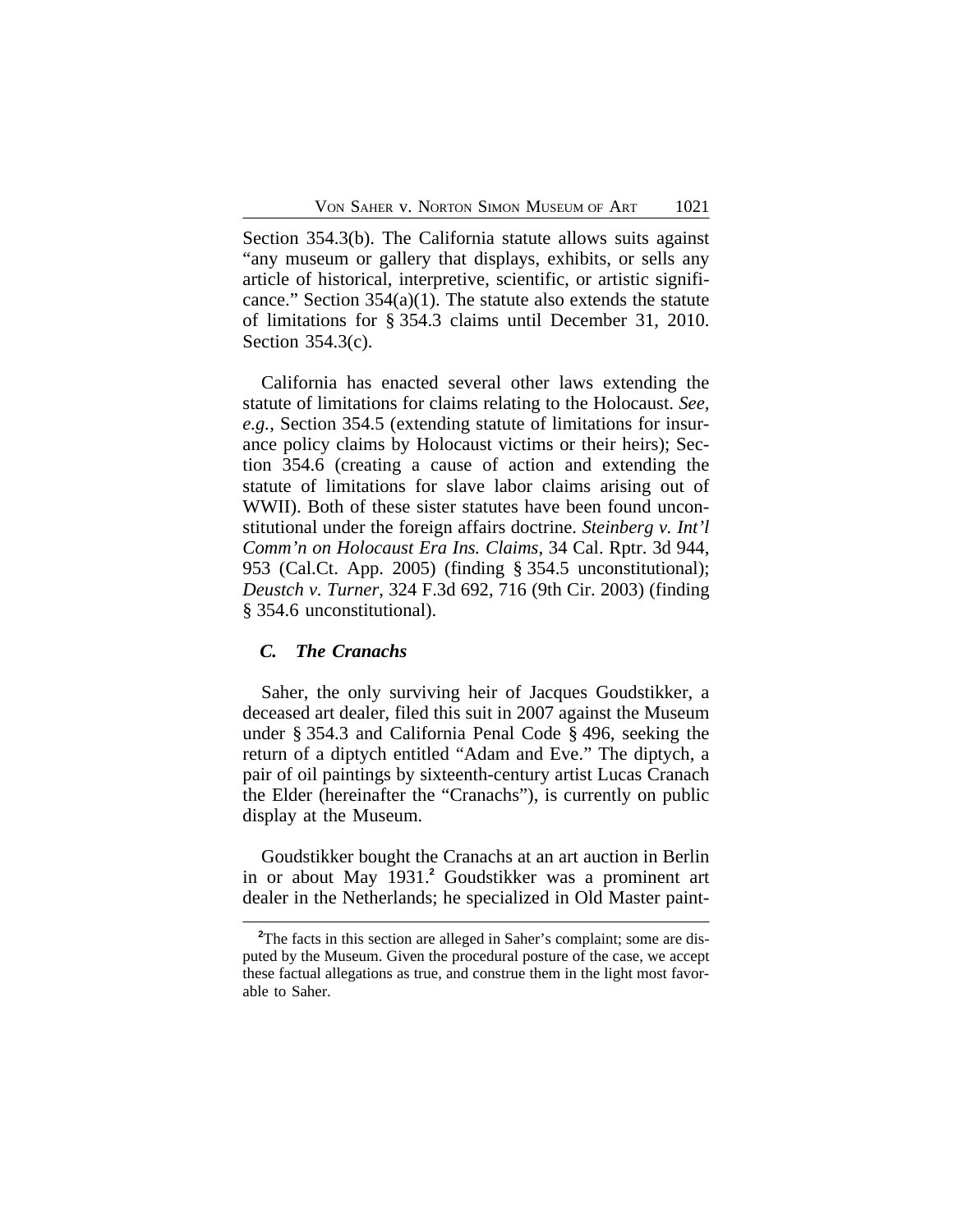Section 354.3(b). The California statute allows suits against "any museum or gallery that displays, exhibits, or sells any article of historical, interpretive, scientific, or artistic significance." Section 354(a)(1). The statute also extends the statute of limitations for § 354.3 claims until December 31, 2010. Section 354.3(c).

California has enacted several other laws extending the statute of limitations for claims relating to the Holocaust. *See, e.g.*, Section 354.5 (extending statute of limitations for insurance policy claims by Holocaust victims or their heirs); Section 354.6 (creating a cause of action and extending the statute of limitations for slave labor claims arising out of WWII). Both of these sister statutes have been found unconstitutional under the foreign affairs doctrine. *Steinberg v. Int'l Comm'n on Holocaust Era Ins. Claims*, 34 Cal. Rptr. 3d 944, 953 (Cal.Ct. App. 2005) (finding § 354.5 unconstitutional); *Deustch v. Turner*, 324 F.3d 692, 716 (9th Cir. 2003) (finding § 354.6 unconstitutional).

### *C. The Cranachs*

Saher, the only surviving heir of Jacques Goudstikker, a deceased art dealer, filed this suit in 2007 against the Museum under § 354.3 and California Penal Code § 496, seeking the return of a diptych entitled "Adam and Eve." The diptych, a pair of oil paintings by sixteenth-century artist Lucas Cranach the Elder (hereinafter the "Cranachs"), is currently on public display at the Museum.

Goudstikker bought the Cranachs at an art auction in Berlin in or about May 1931.[2] Goudstikker was a prominent art dealer in the Netherlands; he specialized in Old Master paint-

[2]The facts in this section are alleged in Saher's complaint; some are disputed by the Museum. Given the procedural posture of the case, we accept these factual allegations as true, and construe them in the light most favorable to Saher.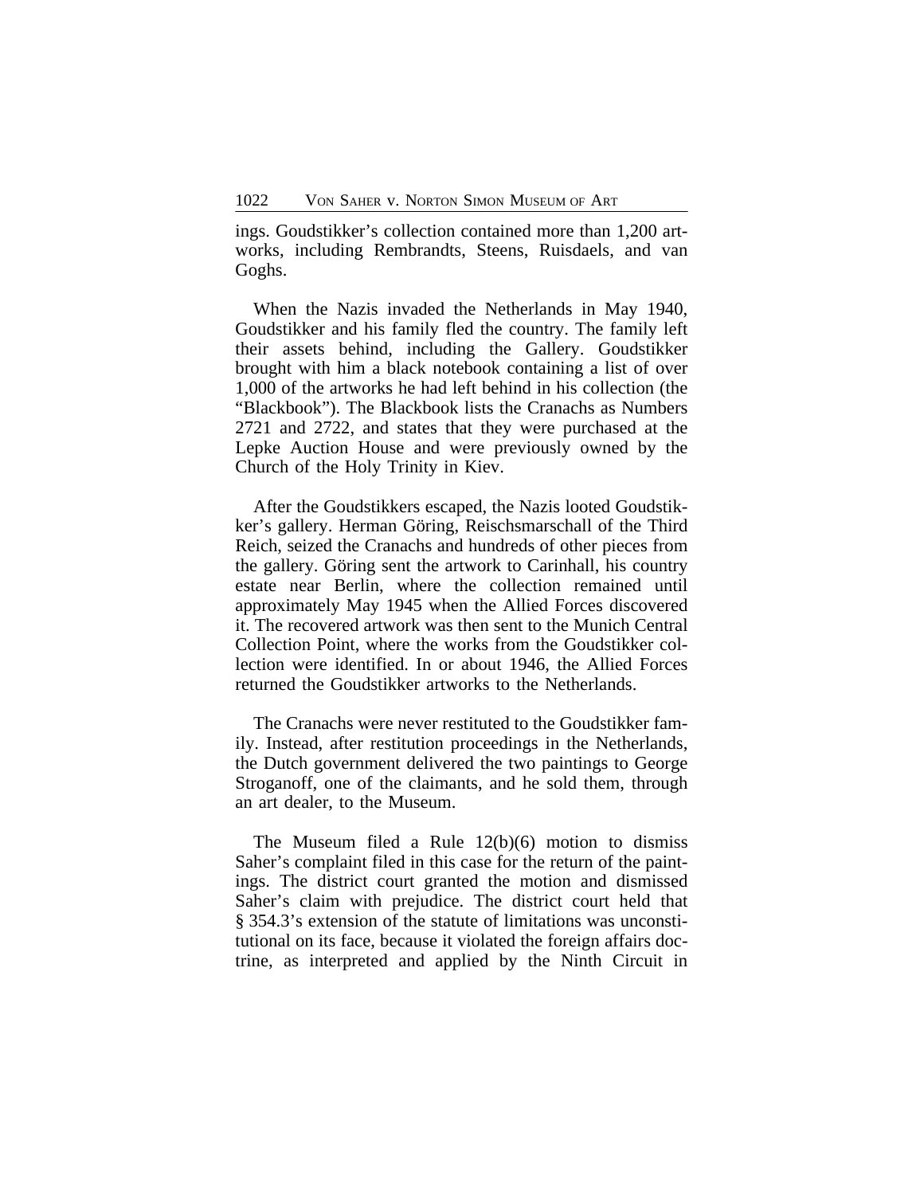ings. Goudstikker's collection contained more than 1,200 artworks, including Rembrandts, Steens, Ruisdaels, and van Goghs.

When the Nazis invaded the Netherlands in May 1940, Goudstikker and his family fled the country. The family left their assets behind, including the Gallery. Goudstikker brought with him a black notebook containing a list of over 1,000 of the artworks he had left behind in his collection (the "Blackbook"). The Blackbook lists the Cranachs as Numbers 2721 and 2722, and states that they were purchased at the Lepke Auction House and were previously owned by the Church of the Holy Trinity in Kiev.

After the Goudstikkers escaped, the Nazis looted Goudstikker's gallery. Herman Göring, Reischsmarschall of the Third Reich, seized the Cranachs and hundreds of other pieces from the gallery. Göring sent the artwork to Carinhall, his country estate near Berlin, where the collection remained until approximately May 1945 when the Allied Forces discovered it. The recovered artwork was then sent to the Munich Central Collection Point, where the works from the Goudstikker collection were identified. In or about 1946, the Allied Forces returned the Goudstikker artworks to the Netherlands.

The Cranachs were never restituted to the Goudstikker family. Instead, after restitution proceedings in the Netherlands, the Dutch government delivered the two paintings to George Stroganoff, one of the claimants, and he sold them, through an art dealer, to the Museum.

The Museum filed a Rule 12(b)(6) motion to dismiss Saher's complaint filed in this case for the return of the paintings. The district court granted the motion and dismissed Saher's claim with prejudice. The district court held that § 354.3's extension of the statute of limitations was unconstitutional on its face, because it violated the foreign affairs doctrine, as interpreted and applied by the Ninth Circuit in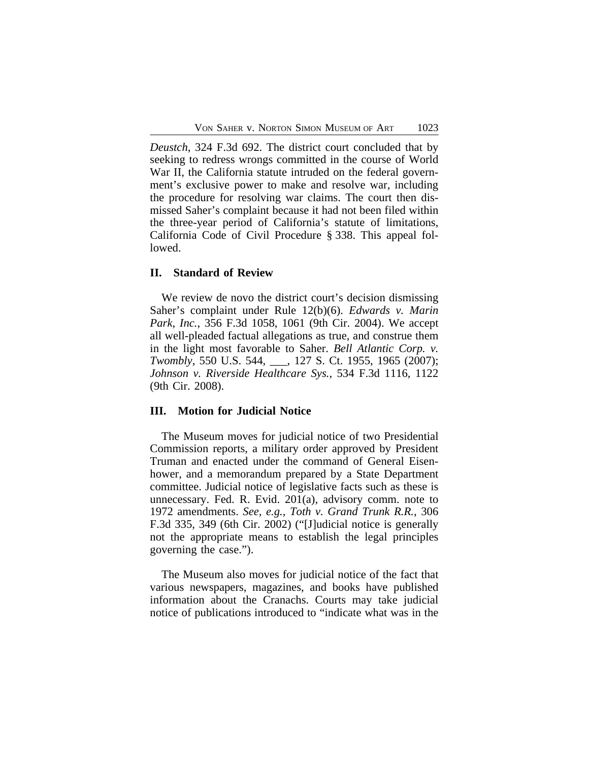*Deustch*, 324 F.3d 692. The district court concluded that by seeking to redress wrongs committed in the course of World War II, the California statute intruded on the federal government's exclusive power to make and resolve war, including the procedure for resolving war claims. The court then dismissed Saher's complaint because it had not been filed within the three-year period of California's statute of limitations, California Code of Civil Procedure § 338. This appeal followed.

## II. Standard of Review

We review de novo the district court's decision dismissing Saher's complaint under Rule 12(b)(6). *Edwards v. Marin Park, Inc.*, 356 F.3d 1058, 1061 (9th Cir. 2004). We accept all well-pleaded factual allegations as true, and construe them in the light most favorable to Saher. *Bell Atlantic Corp. v. Twombly*, 550 U.S. 544, ___, 127 S. Ct. 1955, 1965 (2007); *Johnson v. Riverside Healthcare Sys.*, 534 F.3d 1116, 1122 (9th Cir. 2008).

## III. Motion for Judicial Notice

The Museum moves for judicial notice of two Presidential Commission reports, a military order approved by President Truman and enacted under the command of General Eisenhower, and a memorandum prepared by a State Department committee. Judicial notice of legislative facts such as these is unnecessary. Fed. R. Evid. 201(a), advisory comm. note to 1972 amendments. *See, e.g.*, *Toth v. Grand Trunk R.R.*, 306 F.3d 335, 349 (6th Cir. 2002) ("[J]udicial notice is generally not the appropriate means to establish the legal principles governing the case.").

The Museum also moves for judicial notice of the fact that various newspapers, magazines, and books have published information about the Cranachs. Courts may take judicial notice of publications introduced to "indicate what was in the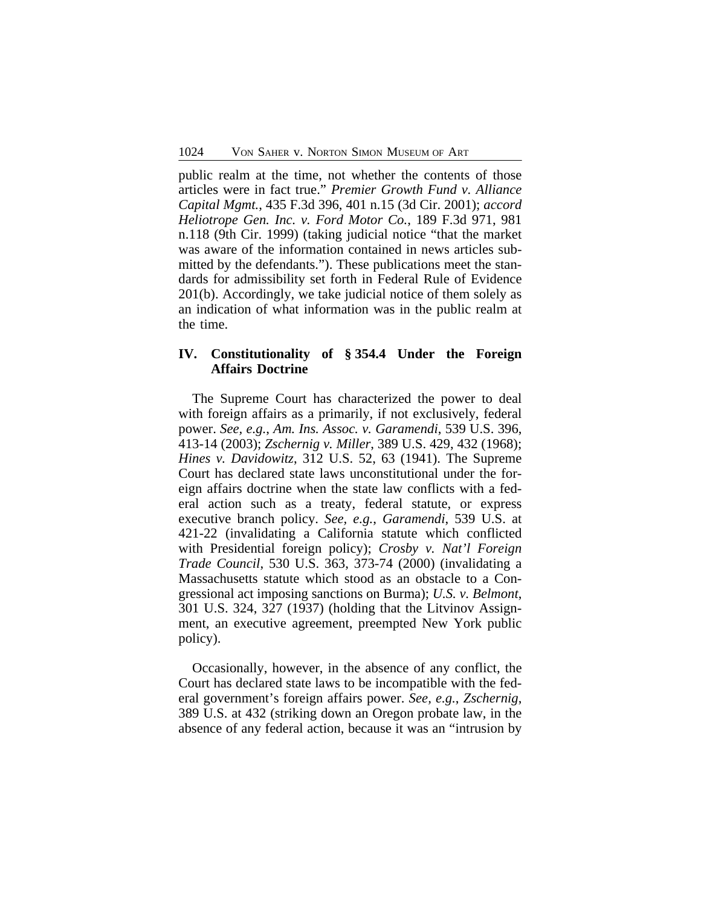public realm at the time, not whether the contents of those articles were in fact true." *Premier Growth Fund v. Alliance Capital Mgmt.*, 435 F.3d 396, 401 n.15 (3d Cir. 2001); *accord Heliotrope Gen. Inc. v. Ford Motor Co.*, 189 F.3d 971, 981 n.118 (9th Cir. 1999) (taking judicial notice "that the market was aware of the information contained in news articles submitted by the defendants."). These publications meet the standards for admissibility set forth in Federal Rule of Evidence 201(b). Accordingly, we take judicial notice of them solely as an indication of what information was in the public realm at the time.

## IV. Constitutionality of § 354.4 Under the Foreign Affairs Doctrine

The Supreme Court has characterized the power to deal with foreign affairs as a primarily, if not exclusively, federal power. *See, e.g.*, *Am. Ins. Assoc. v. Garamendi*, 539 U.S. 396, 413-14 (2003); *Zschernig v. Miller*, 389 U.S. 429, 432 (1968); *Hines v. Davidowitz*, 312 U.S. 52, 63 (1941). The Supreme Court has declared state laws unconstitutional under the foreign affairs doctrine when the state law conflicts with a federal action such as a treaty, federal statute, or express executive branch policy. *See, e.g.*, *Garamendi*, 539 U.S. at 421-22 (invalidating a California statute which conflicted with Presidential foreign policy); *Crosby v. Nat'l Foreign Trade Council*, 530 U.S. 363, 373-74 (2000) (invalidating a Massachusetts statute which stood as an obstacle to a Congressional act imposing sanctions on Burma); *U.S. v. Belmont*, 301 U.S. 324, 327 (1937) (holding that the Litvinov Assignment, an executive agreement, preempted New York public policy).

Occasionally, however, in the absence of any conflict, the Court has declared state laws to be incompatible with the federal government's foreign affairs power. *See, e.g.*, *Zschernig*, 389 U.S. at 432 (striking down an Oregon probate law, in the absence of any federal action, because it was an "intrusion by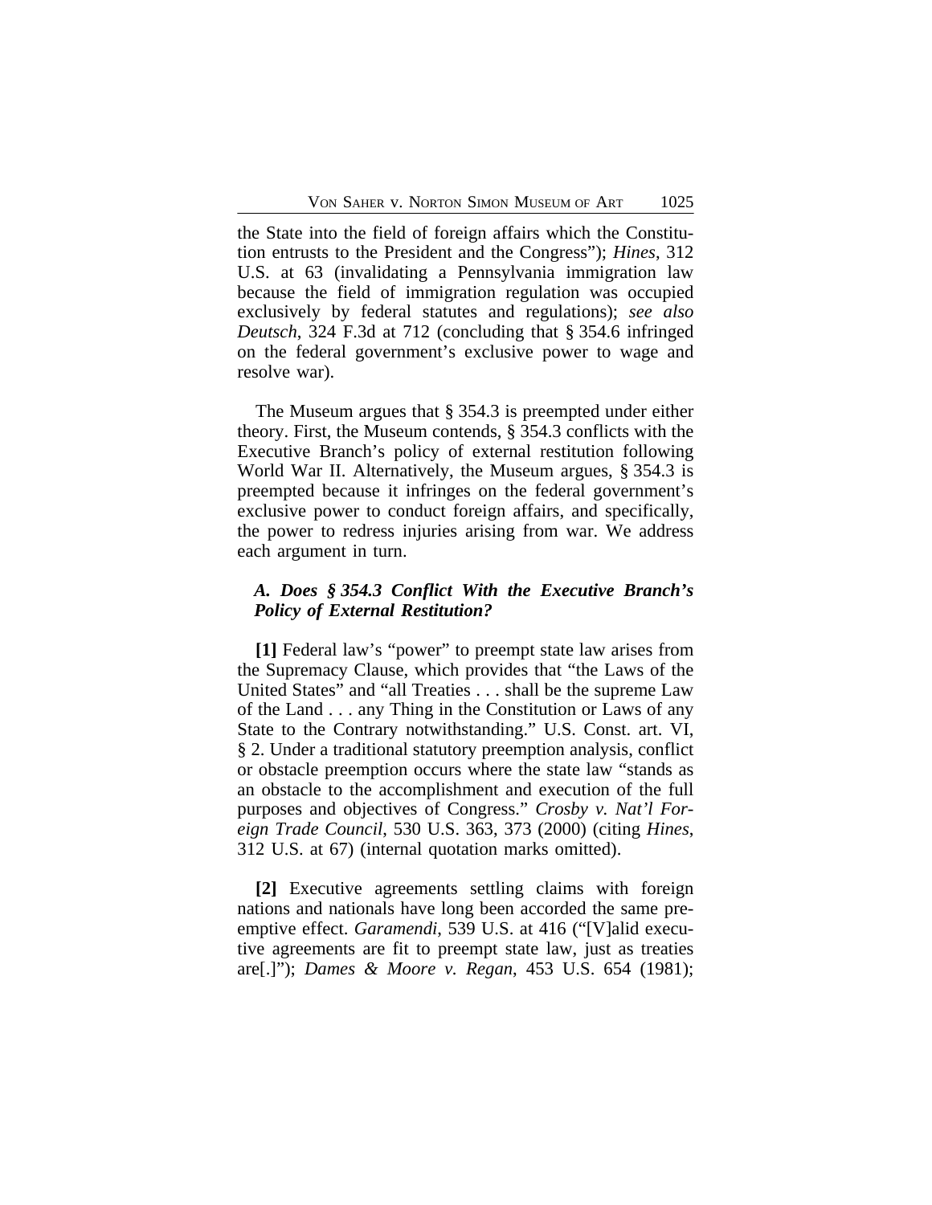the State into the field of foreign affairs which the Constitution entrusts to the President and the Congress"); *Hines*, 312 U.S. at 63 (invalidating a Pennsylvania immigration law because the field of immigration regulation was occupied exclusively by federal statutes and regulations); *see also Deutsch*, 324 F.3d at 712 (concluding that § 354.6 infringed on the federal government's exclusive power to wage and resolve war).

The Museum argues that § 354.3 is preempted under either theory. First, the Museum contends, § 354.3 conflicts with the Executive Branch's policy of external restitution following World War II. Alternatively, the Museum argues, § 354.3 is preempted because it infringes on the federal government's exclusive power to conduct foreign affairs, and specifically, the power to redress injuries arising from war. We address each argument in turn.

### *A. Does § 354.3 Conflict With the Executive Branch's Policy of External Restitution?*

**[1]** Federal law's "power" to preempt state law arises from the Supremacy Clause, which provides that "the Laws of the United States" and "all Treaties . . . shall be the supreme Law of the Land . . . any Thing in the Constitution or Laws of any State to the Contrary notwithstanding." U.S. Const. art. VI, § 2. Under a traditional statutory preemption analysis, conflict or obstacle preemption occurs where the state law "stands as an obstacle to the accomplishment and execution of the full purposes and objectives of Congress." *Crosby v. Nat'l Foreign Trade Council*, 530 U.S. 363, 373 (2000) (citing *Hines*, 312 U.S. at 67) (internal quotation marks omitted).

**[2]** Executive agreements settling claims with foreign nations and nationals have long been accorded the same preemptive effect. *Garamendi*, 539 U.S. at 416 ("[V]alid executive agreements are fit to preempt state law, just as treaties are[.]"); *Dames & Moore v. Regan*, 453 U.S. 654 (1981);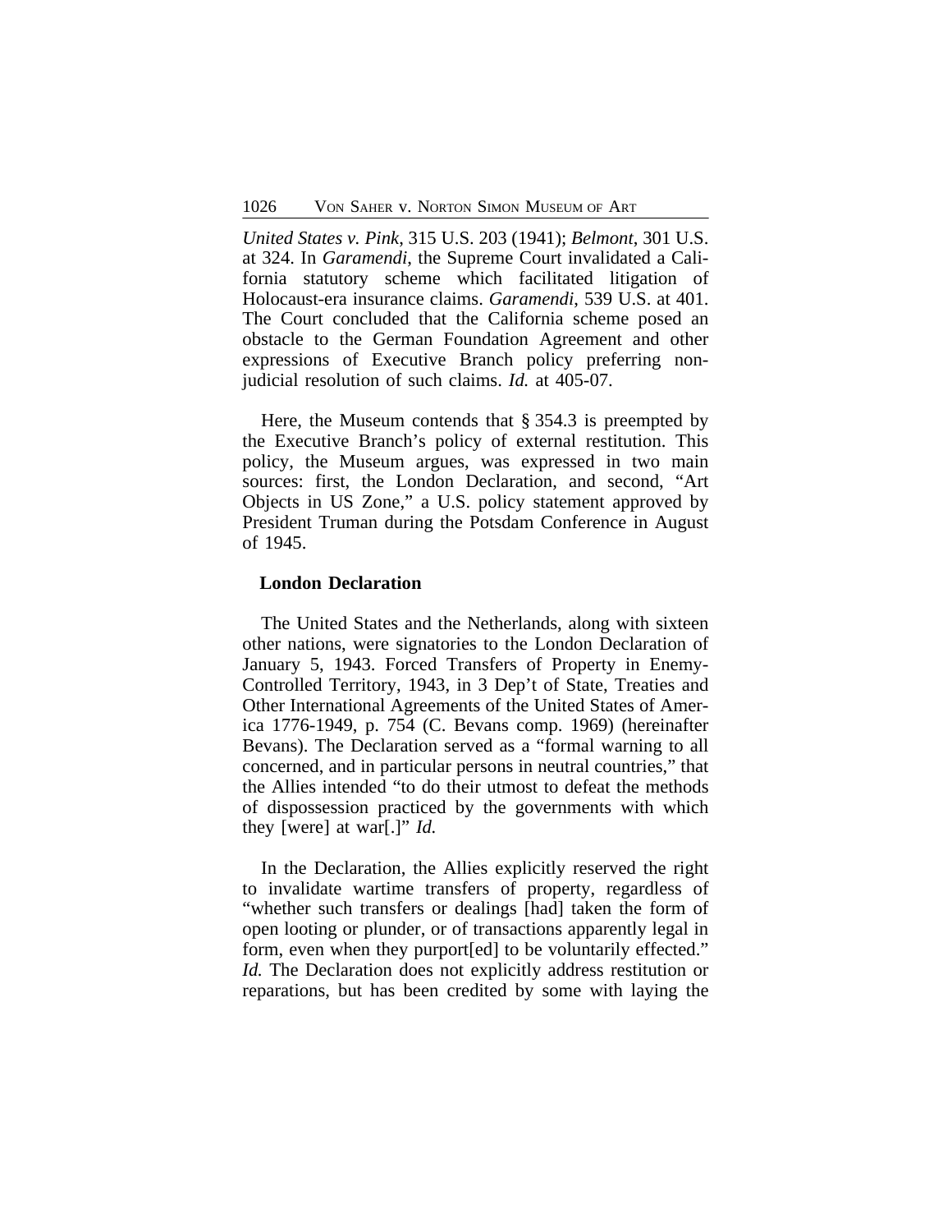*United States v. Pink*, 315 U.S. 203 (1941); *Belmont*, 301 U.S. at 324. In *Garamendi*, the Supreme Court invalidated a California statutory scheme which facilitated litigation of Holocaust-era insurance claims. *Garamendi*, 539 U.S. at 401. The Court concluded that the California scheme posed an obstacle to the German Foundation Agreement and other expressions of Executive Branch policy preferring non-judicial resolution of such claims. *Id.* at 405-07.

Here, the Museum contends that § 354.3 is preempted by the Executive Branch's policy of external restitution. This policy, the Museum argues, was expressed in two main sources: first, the London Declaration, and second, "Art Objects in US Zone," a U.S. policy statement approved by President Truman during the Potsdam Conference in August of 1945.

**London Declaration**

The United States and the Netherlands, along with sixteen other nations, were signatories to the London Declaration of January 5, 1943. Forced Transfers of Property in Enemy-Controlled Territory, 1943, in 3 Dep't of State, Treaties and Other International Agreements of the United States of America 1776-1949, p. 754 (C. Bevans comp. 1969) (hereinafter Bevans). The Declaration served as a "formal warning to all concerned, and in particular persons in neutral countries," that the Allies intended "to do their utmost to defeat the methods of dispossession practiced by the governments with which they [were] at war[.]" *Id.*

In the Declaration, the Allies explicitly reserved the right to invalidate wartime transfers of property, regardless of "whether such transfers or dealings [had] taken the form of open looting or plunder, or of transactions apparently legal in form, even when they purport[ed] to be voluntarily effected." *Id.* The Declaration does not explicitly address restitution or reparations, but has been credited by some with laying the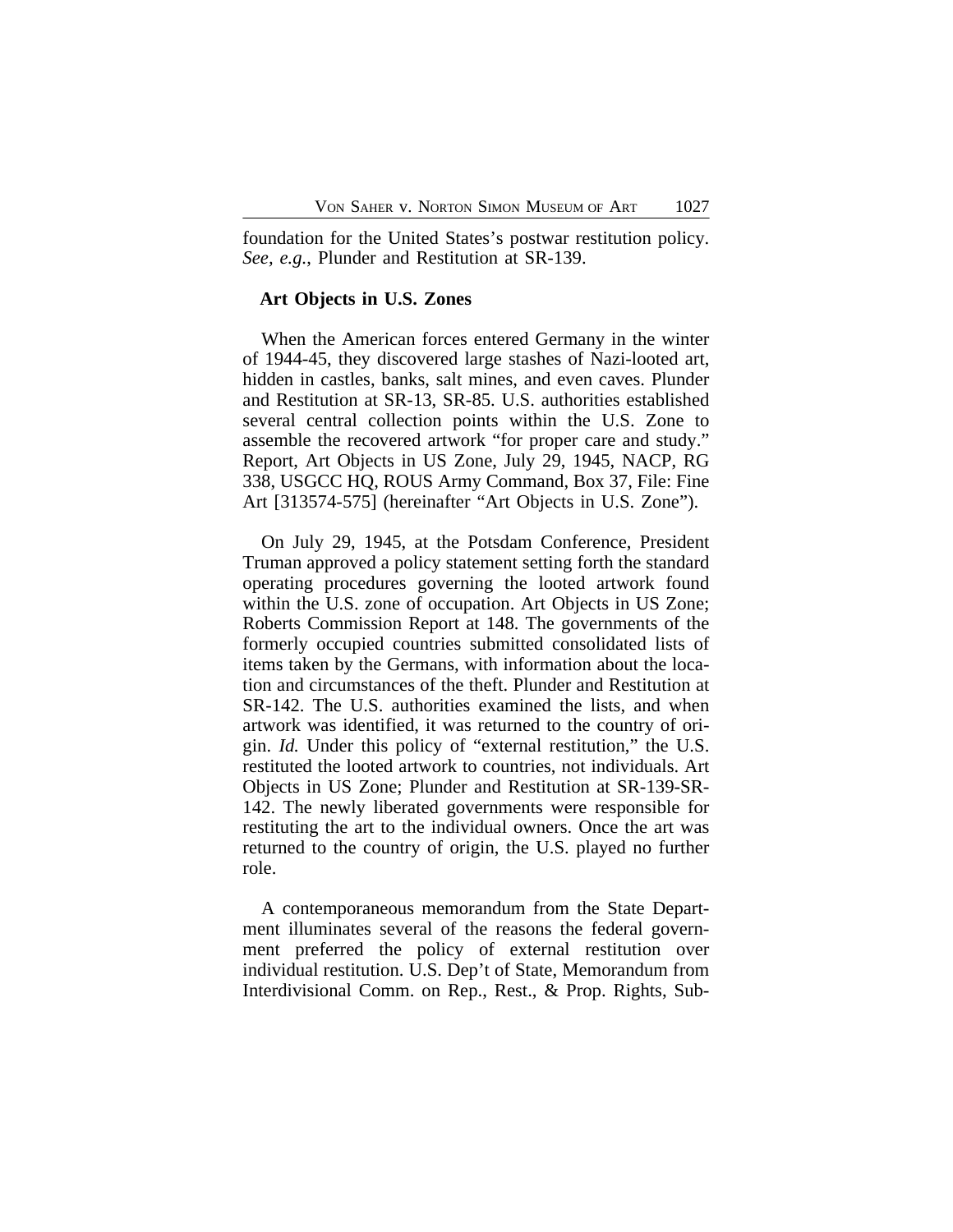foundation for the United States's postwar restitution policy. *See, e.g.*, Plunder and Restitution at SR-139.

**Art Objects in U.S. Zones**

When the American forces entered Germany in the winter of 1944-45, they discovered large stashes of Nazi-looted art, hidden in castles, banks, salt mines, and even caves. Plunder and Restitution at SR-13, SR-85. U.S. authorities established several central collection points within the U.S. Zone to assemble the recovered artwork "for proper care and study." Report, Art Objects in US Zone, July 29, 1945, NACP, RG 338, USGCC HQ, ROUS Army Command, Box 37, File: Fine Art [313574-575] (hereinafter "Art Objects in U.S. Zone").

On July 29, 1945, at the Potsdam Conference, President Truman approved a policy statement setting forth the standard operating procedures governing the looted artwork found within the U.S. zone of occupation. Art Objects in US Zone; Roberts Commission Report at 148. The governments of the formerly occupied countries submitted consolidated lists of items taken by the Germans, with information about the location and circumstances of the theft. Plunder and Restitution at SR-142. The U.S. authorities examined the lists, and when artwork was identified, it was returned to the country of origin. *Id.* Under this policy of "external restitution," the U.S. restituted the looted artwork to countries, not individuals. Art Objects in US Zone; Plunder and Restitution at SR-139-SR-142. The newly liberated governments were responsible for restituting the art to the individual owners. Once the art was returned to the country of origin, the U.S. played no further role.

A contemporaneous memorandum from the State Department illuminates several of the reasons the federal government preferred the policy of external restitution over individual restitution. U.S. Dep't of State, Memorandum from Interdivisional Comm. on Rep., Rest., & Prop. Rights, Sub-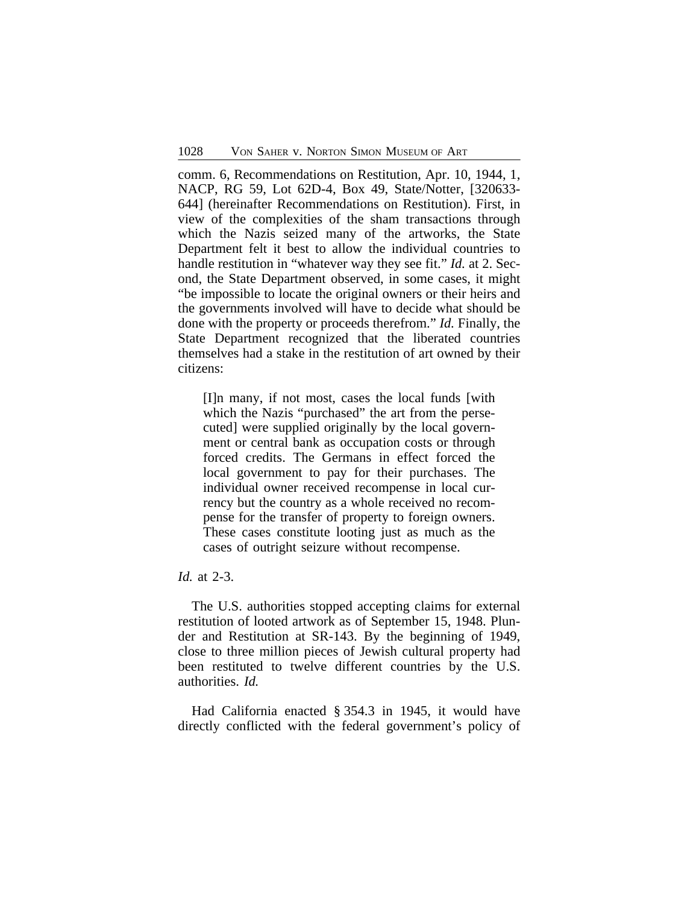comm. 6, Recommendations on Restitution, Apr. 10, 1944, 1, NACP, RG 59, Lot 62D-4, Box 49, State/Notter, [320633-644] (hereinafter Recommendations on Restitution). First, in view of the complexities of the sham transactions through which the Nazis seized many of the artworks, the State Department felt it best to allow the individual countries to handle restitution in "whatever way they see fit." *Id.* at 2. Second, the State Department observed, in some cases, it might "be impossible to locate the original owners or their heirs and the governments involved will have to decide what should be done with the property or proceeds therefrom." *Id.* Finally, the State Department recognized that the liberated countries themselves had a stake in the restitution of art owned by their citizens:

> [I]n many, if not most, cases the local funds [with which the Nazis "purchased" the art from the persecuted] were supplied originally by the local government or central bank as occupation costs or through forced credits. The Germans in effect forced the local government to pay for their purchases. The individual owner received recompense in local currency but the country as a whole received no recompense for the transfer of property to foreign owners. These cases constitute looting just as much as the cases of outright seizure without recompense.

*Id.* at 2-3.

The U.S. authorities stopped accepting claims for external restitution of looted artwork as of September 15, 1948. Plunder and Restitution at SR-143. By the beginning of 1949, close to three million pieces of Jewish cultural property had been restituted to twelve different countries by the U.S. authorities. *Id.*

Had California enacted § 354.3 in 1945, it would have directly conflicted with the federal government's policy of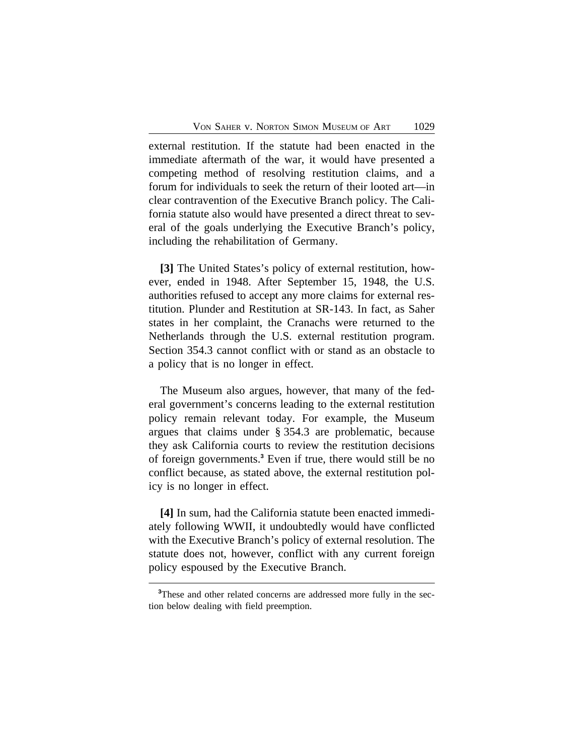external restitution. If the statute had been enacted in the immediate aftermath of the war, it would have presented a competing method of resolving restitution claims, and a forum for individuals to seek the return of their looted art—in clear contravention of the Executive Branch policy. The California statute also would have presented a direct threat to several of the goals underlying the Executive Branch's policy, including the rehabilitation of Germany.

**[3]** The United States's policy of external restitution, however, ended in 1948. After September 15, 1948, the U.S. authorities refused to accept any more claims for external restitution. Plunder and Restitution at SR-143. In fact, as Saher states in her complaint, the Cranachs were returned to the Netherlands through the U.S. external restitution program. Section 354.3 cannot conflict with or stand as an obstacle to a policy that is no longer in effect.

The Museum also argues, however, that many of the federal government's concerns leading to the external restitution policy remain relevant today. For example, the Museum argues that claims under § 354.3 are problematic, because they ask California courts to review the restitution decisions of foreign governments.[3] Even if true, there would still be no conflict because, as stated above, the external restitution policy is no longer in effect.

**[4]** In sum, had the California statute been enacted immediately following WWII, it undoubtedly would have conflicted with the Executive Branch's policy of external resolution. The statute does not, however, conflict with any current foreign policy espoused by the Executive Branch.

---

[3]These and other related concerns are addressed more fully in the section below dealing with field preemption.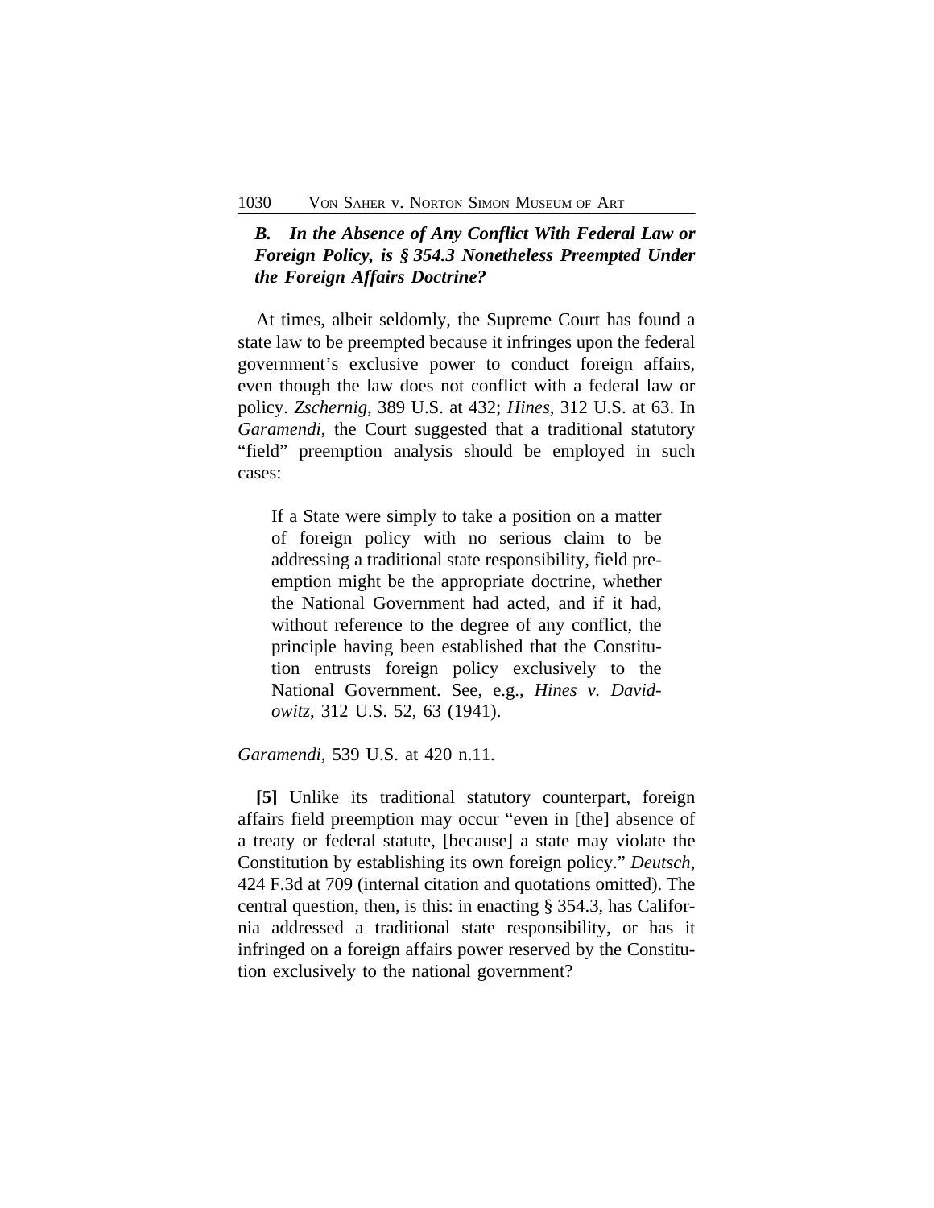### *B. In the Absence of Any Conflict With Federal Law or Foreign Policy, is § 354.3 Nonetheless Preempted Under the Foreign Affairs Doctrine?*

At times, albeit seldomly, the Supreme Court has found a state law to be preempted because it infringes upon the federal government's exclusive power to conduct foreign affairs, even though the law does not conflict with a federal law or policy. *Zschernig*, 389 U.S. at 432; *Hines*, 312 U.S. at 63. In *Garamendi*, the Court suggested that a traditional statutory "field" preemption analysis should be employed in such cases:

> If a State were simply to take a position on a matter of foreign policy with no serious claim to be addressing a traditional state responsibility, field preemption might be the appropriate doctrine, whether the National Government had acted, and if it had, without reference to the degree of any conflict, the principle having been established that the Constitution entrusts foreign policy exclusively to the National Government. See, e.g., *Hines v. Davidowitz*, 312 U.S. 52, 63 (1941).

*Garamendi*, 539 U.S. at 420 n.11.

**[5]** Unlike its traditional statutory counterpart, foreign affairs field preemption may occur "even in [the] absence of a treaty or federal statute, [because] a state may violate the Constitution by establishing its own foreign policy." *Deutsch*, 424 F.3d at 709 (internal citation and quotations omitted). The central question, then, is this: in enacting § 354.3, has California addressed a traditional state responsibility, or has it infringed on a foreign affairs power reserved by the Constitution exclusively to the national government?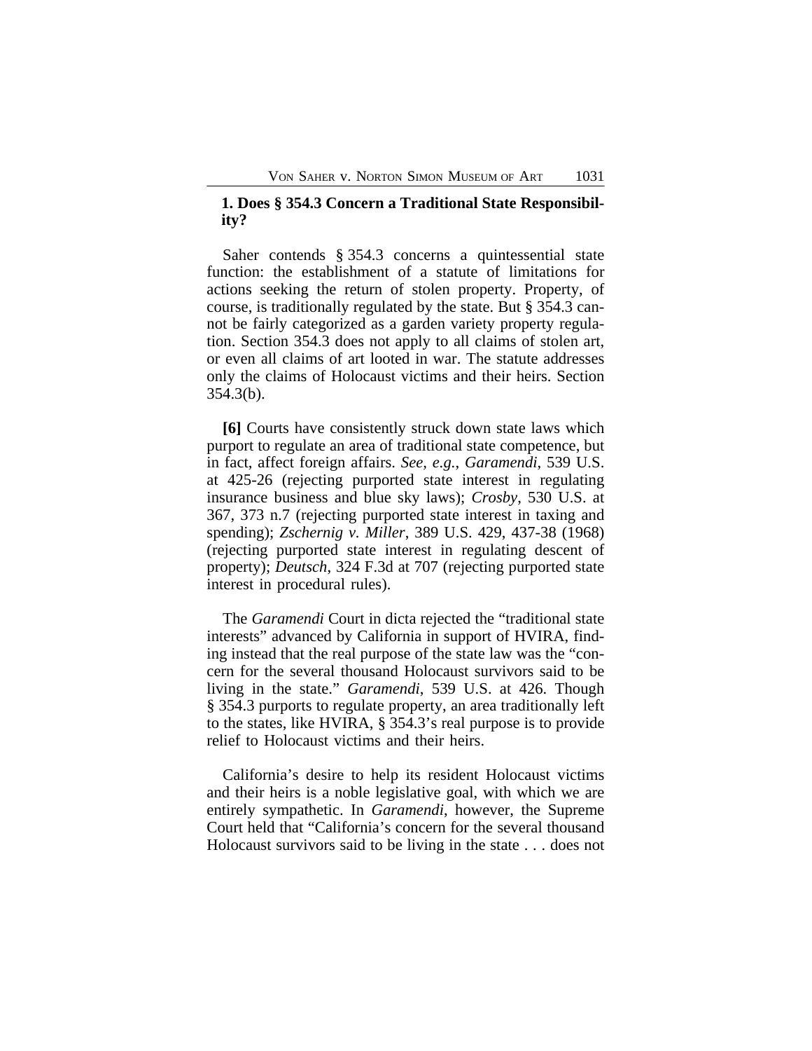### 1. Does § 354.3 Concern a Traditional State Responsibility?

Saher contends § 354.3 concerns a quintessential state function: the establishment of a statute of limitations for actions seeking the return of stolen property. Property, of course, is traditionally regulated by the state. But § 354.3 cannot be fairly categorized as a garden variety property regulation. Section 354.3 does not apply to all claims of stolen art, or even all claims of art looted in war. The statute addresses only the claims of Holocaust victims and their heirs. Section 354.3(b).

**[6]** Courts have consistently struck down state laws which purport to regulate an area of traditional state competence, but in fact, affect foreign affairs. *See, e.g.*, *Garamendi*, 539 U.S. at 425-26 (rejecting purported state interest in regulating insurance business and blue sky laws); *Crosby*, 530 U.S. at 367, 373 n.7 (rejecting purported state interest in taxing and spending); *Zschernig v. Miller*, 389 U.S. 429, 437-38 (1968) (rejecting purported state interest in regulating descent of property); *Deutsch*, 324 F.3d at 707 (rejecting purported state interest in procedural rules).

The *Garamendi* Court in dicta rejected the "traditional state interests" advanced by California in support of HVIRA, finding instead that the real purpose of the state law was the "concern for the several thousand Holocaust survivors said to be living in the state." *Garamendi*, 539 U.S. at 426. Though § 354.3 purports to regulate property, an area traditionally left to the states, like HVIRA, § 354.3's real purpose is to provide relief to Holocaust victims and their heirs.

California's desire to help its resident Holocaust victims and their heirs is a noble legislative goal, with which we are entirely sympathetic. In *Garamendi*, however, the Supreme Court held that "California's concern for the several thousand Holocaust survivors said to be living in the state . . . does not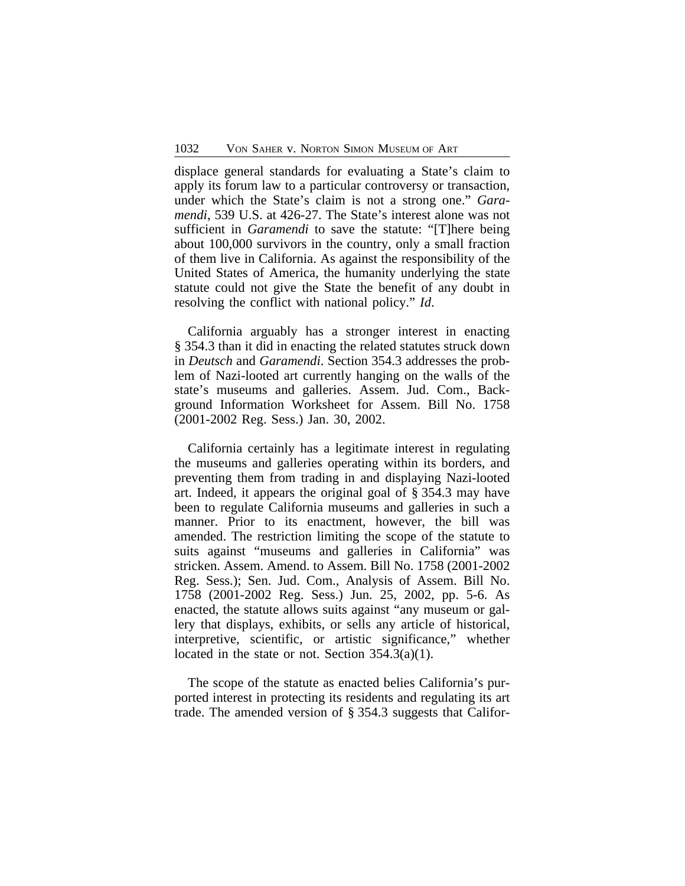displace general standards for evaluating a State's claim to apply its forum law to a particular controversy or transaction, under which the State's claim is not a strong one." *Garamendi*, 539 U.S. at 426-27. The State's interest alone was not sufficient in *Garamendi* to save the statute: "[T]here being about 100,000 survivors in the country, only a small fraction of them live in California. As against the responsibility of the United States of America, the humanity underlying the state statute could not give the State the benefit of any doubt in resolving the conflict with national policy." *Id.*

California arguably has a stronger interest in enacting § 354.3 than it did in enacting the related statutes struck down in *Deutsch* and *Garamendi*. Section 354.3 addresses the problem of Nazi-looted art currently hanging on the walls of the state's museums and galleries. Assem. Jud. Com., Background Information Worksheet for Assem. Bill No. 1758 (2001-2002 Reg. Sess.) Jan. 30, 2002.

California certainly has a legitimate interest in regulating the museums and galleries operating within its borders, and preventing them from trading in and displaying Nazi-looted art. Indeed, it appears the original goal of § 354.3 may have been to regulate California museums and galleries in such a manner. Prior to its enactment, however, the bill was amended. The restriction limiting the scope of the statute to suits against "museums and galleries in California" was stricken. Assem. Amend. to Assem. Bill No. 1758 (2001-2002 Reg. Sess.); Sen. Jud. Com., Analysis of Assem. Bill No. 1758 (2001-2002 Reg. Sess.) Jun. 25, 2002, pp. 5-6. As enacted, the statute allows suits against "any museum or gallery that displays, exhibits, or sells any article of historical, interpretive, scientific, or artistic significance," whether located in the state or not. Section 354.3(a)(1).

The scope of the statute as enacted belies California's purported interest in protecting its residents and regulating its art trade. The amended version of § 354.3 suggests that Califor-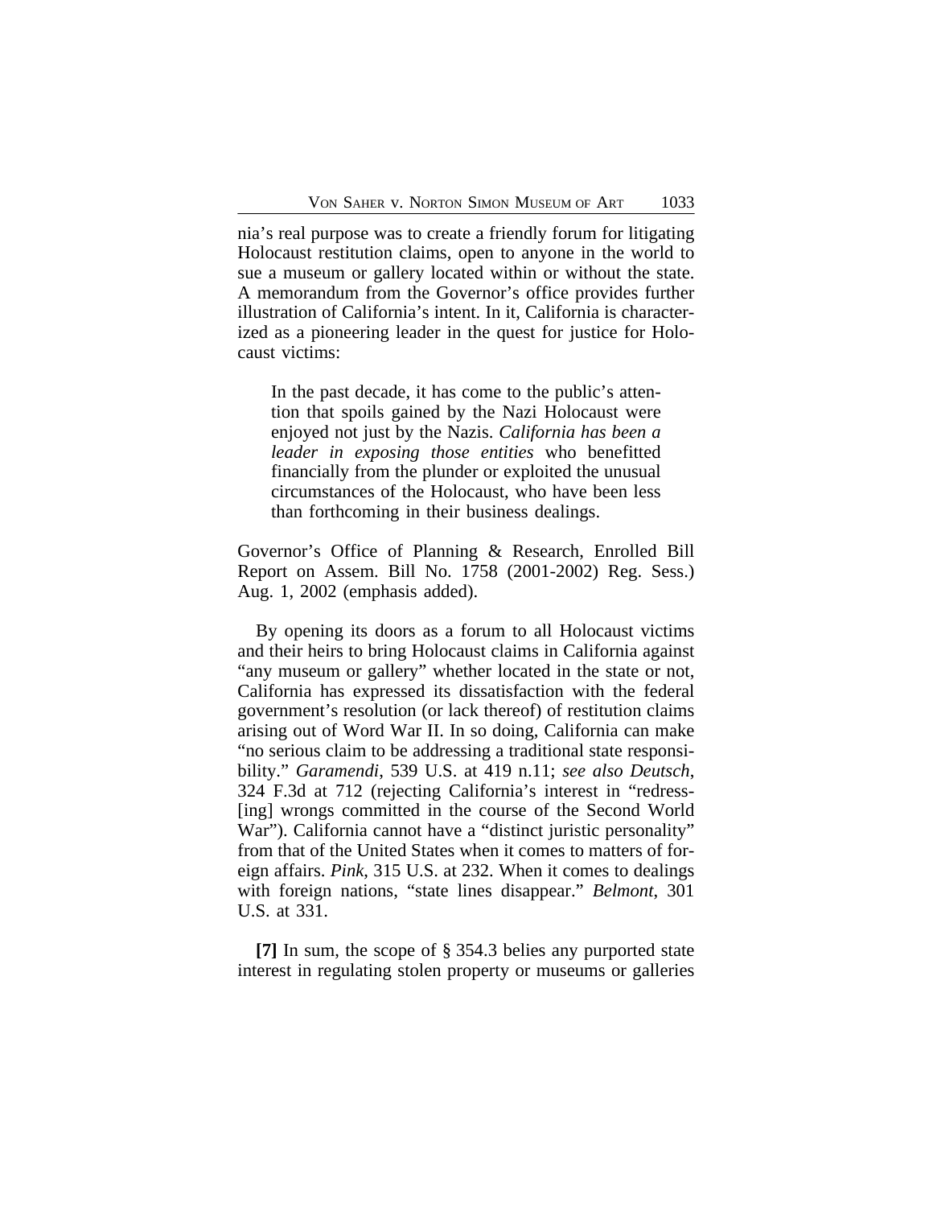nia's real purpose was to create a friendly forum for litigating Holocaust restitution claims, open to anyone in the world to sue a museum or gallery located within or without the state. A memorandum from the Governor's office provides further illustration of California's intent. In it, California is characterized as a pioneering leader in the quest for justice for Holocaust victims:

> In the past decade, it has come to the public's attention that spoils gained by the Nazi Holocaust were enjoyed not just by the Nazis. *California has been a leader in exposing those entities* who benefitted financially from the plunder or exploited the unusual circumstances of the Holocaust, who have been less than forthcoming in their business dealings.

Governor's Office of Planning & Research, Enrolled Bill Report on Assem. Bill No. 1758 (2001-2002) Reg. Sess.) Aug. 1, 2002 (emphasis added).

By opening its doors as a forum to all Holocaust victims and their heirs to bring Holocaust claims in California against "any museum or gallery" whether located in the state or not, California has expressed its dissatisfaction with the federal government's resolution (or lack thereof) of restitution claims arising out of Word War II. In so doing, California can make "no serious claim to be addressing a traditional state responsibility." *Garamendi*, 539 U.S. at 419 n.11; *see also Deutsch*, 324 F.3d at 712 (rejecting California's interest in "redress-[ing] wrongs committed in the course of the Second World War"). California cannot have a "distinct juristic personality" from that of the United States when it comes to matters of foreign affairs. *Pink*, 315 U.S. at 232. When it comes to dealings with foreign nations, "state lines disappear." *Belmont*, 301 U.S. at 331.

**[7]** In sum, the scope of § 354.3 belies any purported state interest in regulating stolen property or museums or galleries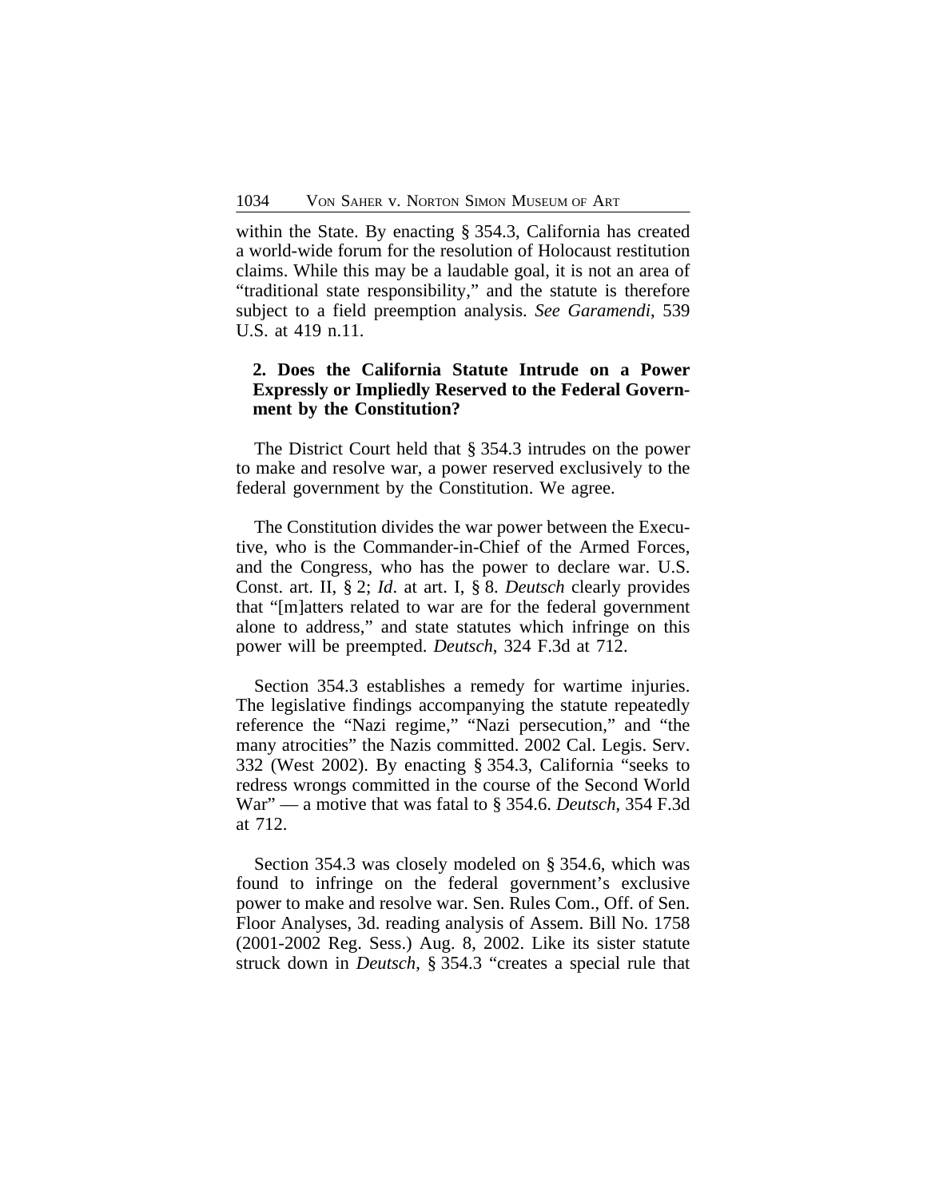within the State. By enacting § 354.3, California has created a world-wide forum for the resolution of Holocaust restitution claims. While this may be a laudable goal, it is not an area of "traditional state responsibility," and the statute is therefore subject to a field preemption analysis. *See Garamendi*, 539 U.S. at 419 n.11.

### 2. Does the California Statute Intrude on a Power Expressly or Impliedly Reserved to the Federal Government by the Constitution?

The District Court held that § 354.3 intrudes on the power to make and resolve war, a power reserved exclusively to the federal government by the Constitution. We agree.

The Constitution divides the war power between the Executive, who is the Commander-in-Chief of the Armed Forces, and the Congress, who has the power to declare war. U.S. Const. art. II, § 2; *Id*. at art. I, § 8. *Deutsch* clearly provides that "[m]atters related to war are for the federal government alone to address," and state statutes which infringe on this power will be preempted. *Deutsch*, 324 F.3d at 712.

Section 354.3 establishes a remedy for wartime injuries. The legislative findings accompanying the statute repeatedly reference the "Nazi regime," "Nazi persecution," and "the many atrocities" the Nazis committed. 2002 Cal. Legis. Serv. 332 (West 2002). By enacting § 354.3, California "seeks to redress wrongs committed in the course of the Second World War" — a motive that was fatal to § 354.6. *Deutsch*, 354 F.3d at 712.

Section 354.3 was closely modeled on § 354.6, which was found to infringe on the federal government's exclusive power to make and resolve war. Sen. Rules Com., Off. of Sen. Floor Analyses, 3d. reading analysis of Assem. Bill No. 1758 (2001-2002 Reg. Sess.) Aug. 8, 2002. Like its sister statute struck down in *Deutsch*, § 354.3 "creates a special rule that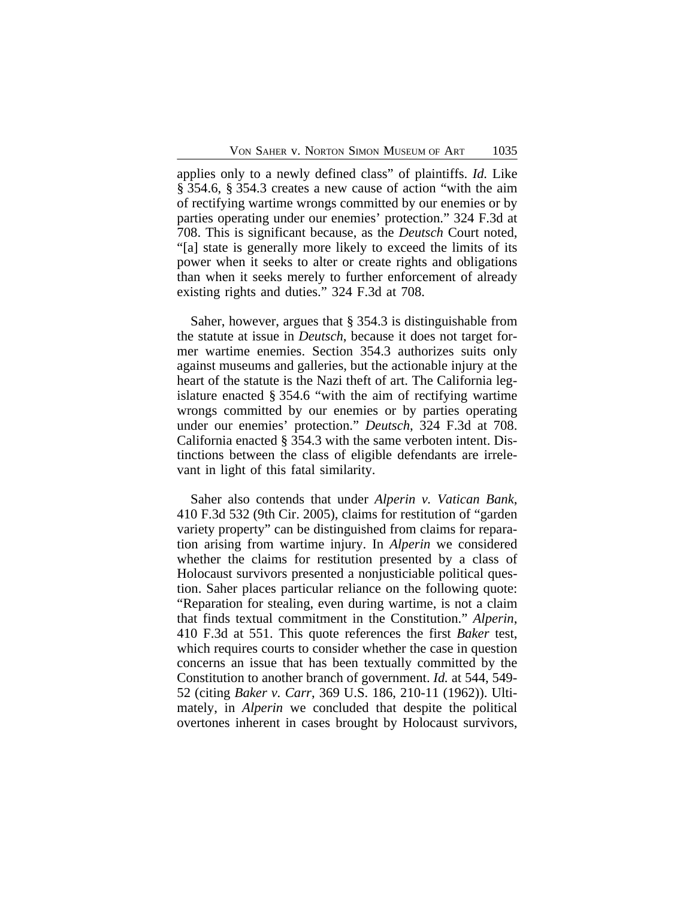applies only to a newly defined class" of plaintiffs. *Id.* Like § 354.6, § 354.3 creates a new cause of action "with the aim of rectifying wartime wrongs committed by our enemies or by parties operating under our enemies' protection." 324 F.3d at 708. This is significant because, as the *Deutsch* Court noted, "[a] state is generally more likely to exceed the limits of its power when it seeks to alter or create rights and obligations than when it seeks merely to further enforcement of already existing rights and duties." 324 F.3d at 708.

Saher, however, argues that § 354.3 is distinguishable from the statute at issue in *Deutsch*, because it does not target former wartime enemies. Section 354.3 authorizes suits only against museums and galleries, but the actionable injury at the heart of the statute is the Nazi theft of art. The California legislature enacted § 354.6 "with the aim of rectifying wartime wrongs committed by our enemies or by parties operating under our enemies' protection." *Deutsch*, 324 F.3d at 708. California enacted § 354.3 with the same verboten intent. Distinctions between the class of eligible defendants are irrelevant in light of this fatal similarity.

Saher also contends that under *Alperin v. Vatican Bank*, 410 F.3d 532 (9th Cir. 2005), claims for restitution of "garden variety property" can be distinguished from claims for reparation arising from wartime injury. In *Alperin* we considered whether the claims for restitution presented by a class of Holocaust survivors presented a nonjusticiable political question. Saher places particular reliance on the following quote: "Reparation for stealing, even during wartime, is not a claim that finds textual commitment in the Constitution." *Alperin*, 410 F.3d at 551. This quote references the first *Baker* test, which requires courts to consider whether the case in question concerns an issue that has been textually committed by the Constitution to another branch of government. *Id.* at 544, 549-52 (citing *Baker v. Carr*, 369 U.S. 186, 210-11 (1962)). Ultimately, in *Alperin* we concluded that despite the political overtones inherent in cases brought by Holocaust survivors,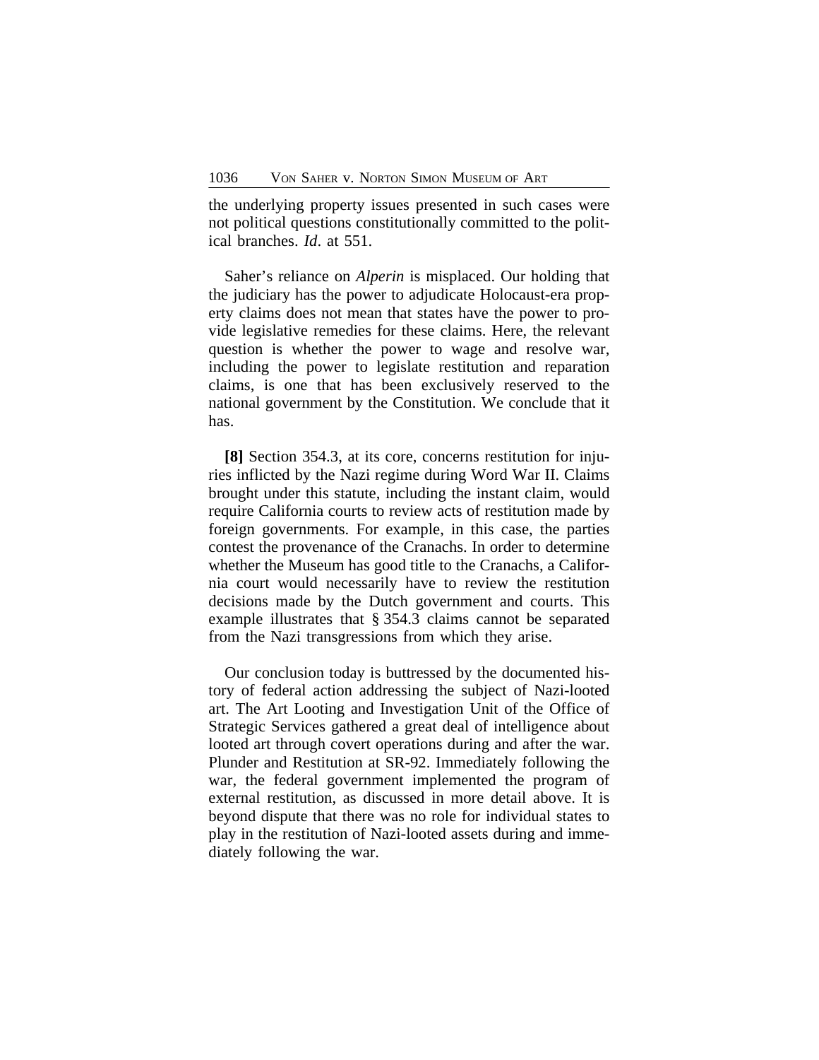the underlying property issues presented in such cases were not political questions constitutionally committed to the political branches. *Id*. at 551.

Saher's reliance on *Alperin* is misplaced. Our holding that the judiciary has the power to adjudicate Holocaust-era property claims does not mean that states have the power to provide legislative remedies for these claims. Here, the relevant question is whether the power to wage and resolve war, including the power to legislate restitution and reparation claims, is one that has been exclusively reserved to the national government by the Constitution. We conclude that it has.

**[8]** Section 354.3, at its core, concerns restitution for injuries inflicted by the Nazi regime during Word War II. Claims brought under this statute, including the instant claim, would require California courts to review acts of restitution made by foreign governments. For example, in this case, the parties contest the provenance of the Cranachs. In order to determine whether the Museum has good title to the Cranachs, a California court would necessarily have to review the restitution decisions made by the Dutch government and courts. This example illustrates that § 354.3 claims cannot be separated from the Nazi transgressions from which they arise.

Our conclusion today is buttressed by the documented history of federal action addressing the subject of Nazi-looted art. The Art Looting and Investigation Unit of the Office of Strategic Services gathered a great deal of intelligence about looted art through covert operations during and after the war. Plunder and Restitution at SR-92. Immediately following the war, the federal government implemented the program of external restitution, as discussed in more detail above. It is beyond dispute that there was no role for individual states to play in the restitution of Nazi-looted assets during and immediately following the war.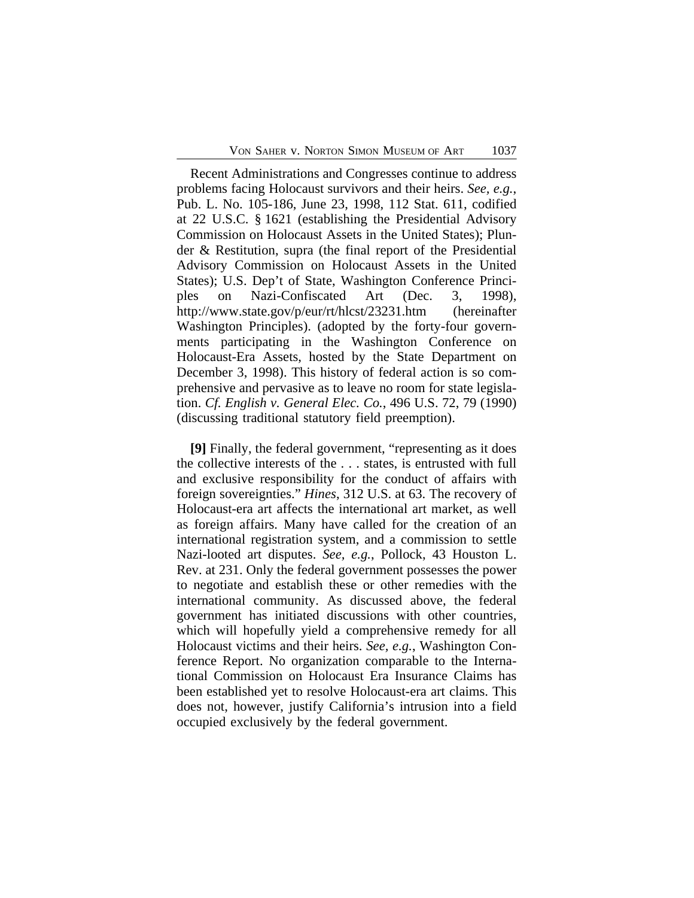Recent Administrations and Congresses continue to address problems facing Holocaust survivors and their heirs. *See, e.g.*, Pub. L. No. 105-186, June 23, 1998, 112 Stat. 611, codified at 22 U.S.C. § 1621 (establishing the Presidential Advisory Commission on Holocaust Assets in the United States); Plunder & Restitution, supra (the final report of the Presidential Advisory Commission on Holocaust Assets in the United States); U.S. Dep't of State, Washington Conference Principles on Nazi-Confiscated Art (Dec. 3, 1998), http://www.state.gov/p/eur/rt/hlcst/23231.htm (hereinafter Washington Principles). (adopted by the forty-four governments participating in the Washington Conference on Holocaust-Era Assets, hosted by the State Department on December 3, 1998). This history of federal action is so comprehensive and pervasive as to leave no room for state legislation. *Cf. English v. General Elec. Co.*, 496 U.S. 72, 79 (1990) (discussing traditional statutory field preemption).

**[9]** Finally, the federal government, "representing as it does the collective interests of the . . . states, is entrusted with full and exclusive responsibility for the conduct of affairs with foreign sovereignties." *Hines*, 312 U.S. at 63. The recovery of Holocaust-era art affects the international art market, as well as foreign affairs. Many have called for the creation of an international registration system, and a commission to settle Nazi-looted art disputes. *See, e.g.*, Pollock, 43 Houston L. Rev. at 231. Only the federal government possesses the power to negotiate and establish these or other remedies with the international community. As discussed above, the federal government has initiated discussions with other countries, which will hopefully yield a comprehensive remedy for all Holocaust victims and their heirs. *See, e.g.*, Washington Conference Report. No organization comparable to the International Commission on Holocaust Era Insurance Claims has been established yet to resolve Holocaust-era art claims. This does not, however, justify California's intrusion into a field occupied exclusively by the federal government.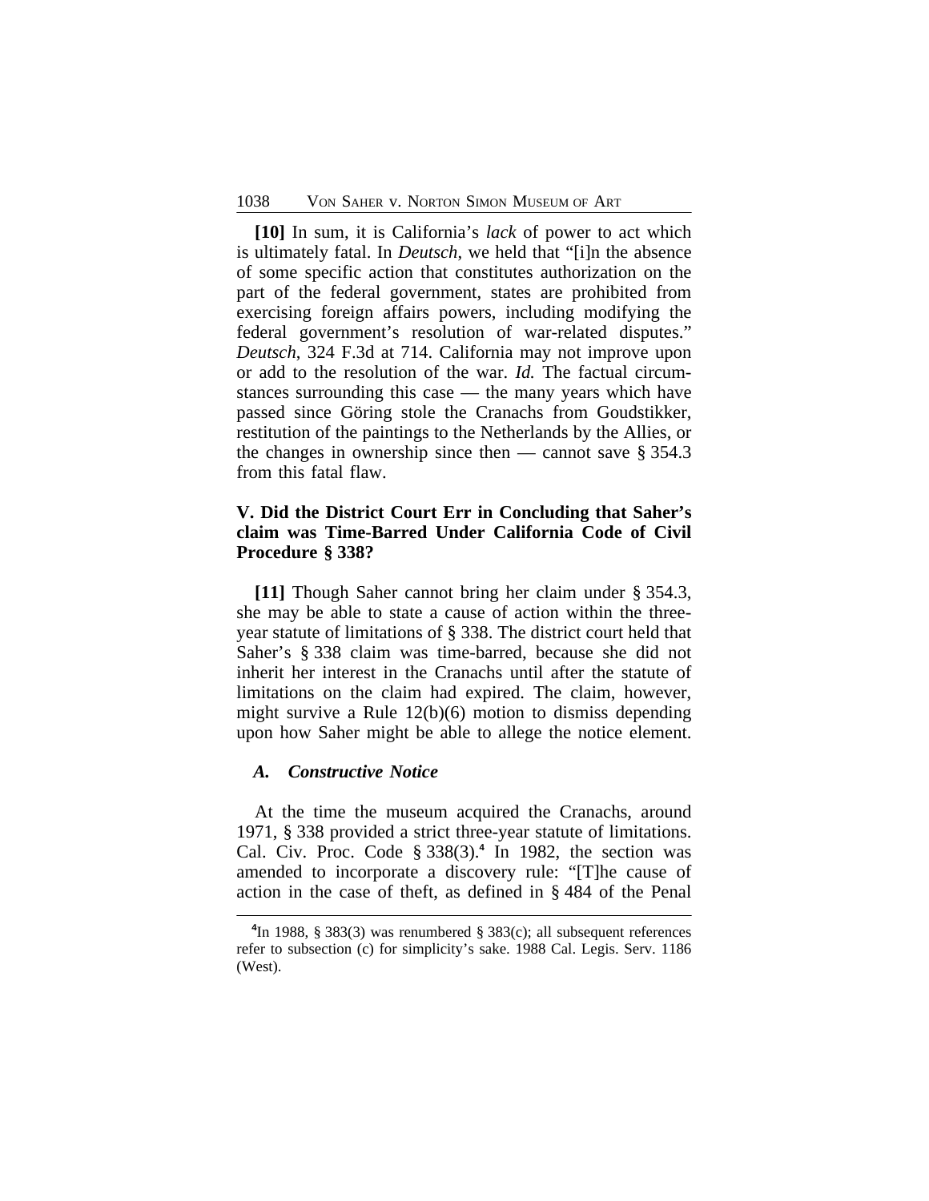**[10]** In sum, it is California's *lack* of power to act which is ultimately fatal. In *Deutsch*, we held that "[i]n the absence of some specific action that constitutes authorization on the part of the federal government, states are prohibited from exercising foreign affairs powers, including modifying the federal government's resolution of war-related disputes." *Deutsch*, 324 F.3d at 714. California may not improve upon or add to the resolution of the war. *Id.* The factual circumstances surrounding this case — the many years which have passed since Göring stole the Cranachs from Goudstikker, restitution of the paintings to the Netherlands by the Allies, or the changes in ownership since then — cannot save § 354.3 from this fatal flaw.

## V. Did the District Court Err in Concluding that Saher's claim was Time-Barred Under California Code of Civil Procedure § 338?

**[11]** Though Saher cannot bring her claim under § 354.3, she may be able to state a cause of action within the three-year statute of limitations of § 338. The district court held that Saher's § 338 claim was time-barred, because she did not inherit her interest in the Cranachs until after the statute of limitations on the claim had expired. The claim, however, might survive a Rule 12(b)(6) motion to dismiss depending upon how Saher might be able to allege the notice element.

### *A. Constructive Notice*

At the time the museum acquired the Cranachs, around 1971, § 338 provided a strict three-year statute of limitations. Cal. Civ. Proc. Code § 338(3).[4] In 1982, the section was amended to incorporate a discovery rule: "[T]he cause of action in the case of theft, as defined in § 484 of the Penal

[4]In 1988, § 383(3) was renumbered § 383(c); all subsequent references refer to subsection (c) for simplicity's sake. 1988 Cal. Legis. Serv. 1186 (West).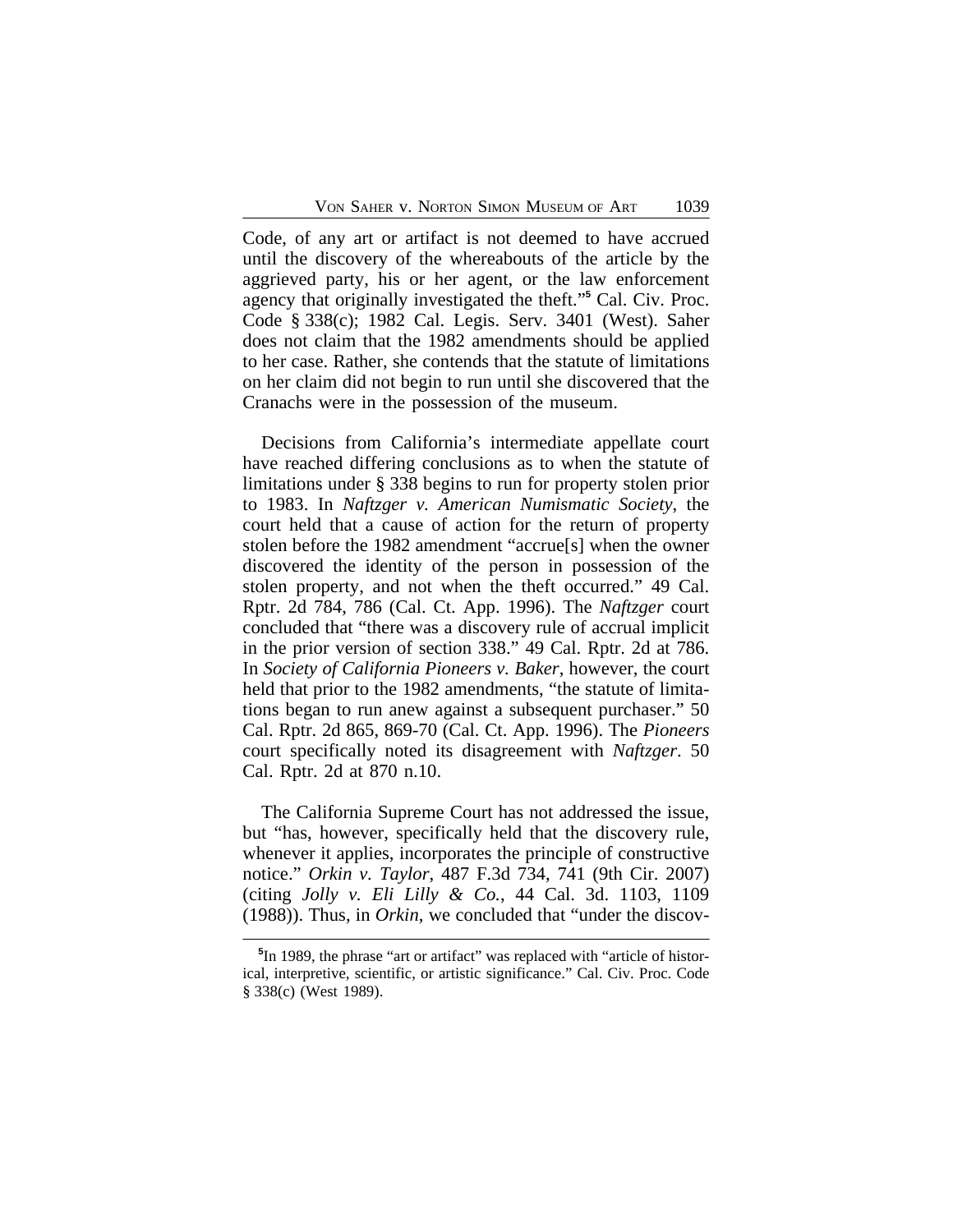Code, of any art or artifact is not deemed to have accrued until the discovery of the whereabouts of the article by the aggrieved party, his or her agent, or the law enforcement agency that originally investigated the theft."[5] Cal. Civ. Proc. Code § 338(c); 1982 Cal. Legis. Serv. 3401 (West). Saher does not claim that the 1982 amendments should be applied to her case. Rather, she contends that the statute of limitations on her claim did not begin to run until she discovered that the Cranachs were in the possession of the museum.

Decisions from California's intermediate appellate court have reached differing conclusions as to when the statute of limitations under § 338 begins to run for property stolen prior to 1983. In *Naftzger v. American Numismatic Society*, the court held that a cause of action for the return of property stolen before the 1982 amendment "accrue[s] when the owner discovered the identity of the person in possession of the stolen property, and not when the theft occurred." 49 Cal. Rptr. 2d 784, 786 (Cal. Ct. App. 1996). The *Naftzger* court concluded that "there was a discovery rule of accrual implicit in the prior version of section 338." 49 Cal. Rptr. 2d at 786. In *Society of California Pioneers v. Baker*, however, the court held that prior to the 1982 amendments, "the statute of limitations began to run anew against a subsequent purchaser." 50 Cal. Rptr. 2d 865, 869-70 (Cal. Ct. App. 1996). The *Pioneers* court specifically noted its disagreement with *Naftzger*. 50 Cal. Rptr. 2d at 870 n.10.

The California Supreme Court has not addressed the issue, but "has, however, specifically held that the discovery rule, whenever it applies, incorporates the principle of constructive notice." *Orkin v. Taylor*, 487 F.3d 734, 741 (9th Cir. 2007) (citing *Jolly v. Eli Lilly & Co.*, 44 Cal. 3d. 1103, 1109 (1988)). Thus, in *Orkin*, we concluded that "under the discov-

[5] In 1989, the phrase "art or artifact" was replaced with "article of historical, interpretive, scientific, or artistic significance." Cal. Civ. Proc. Code § 338(c) (West 1989).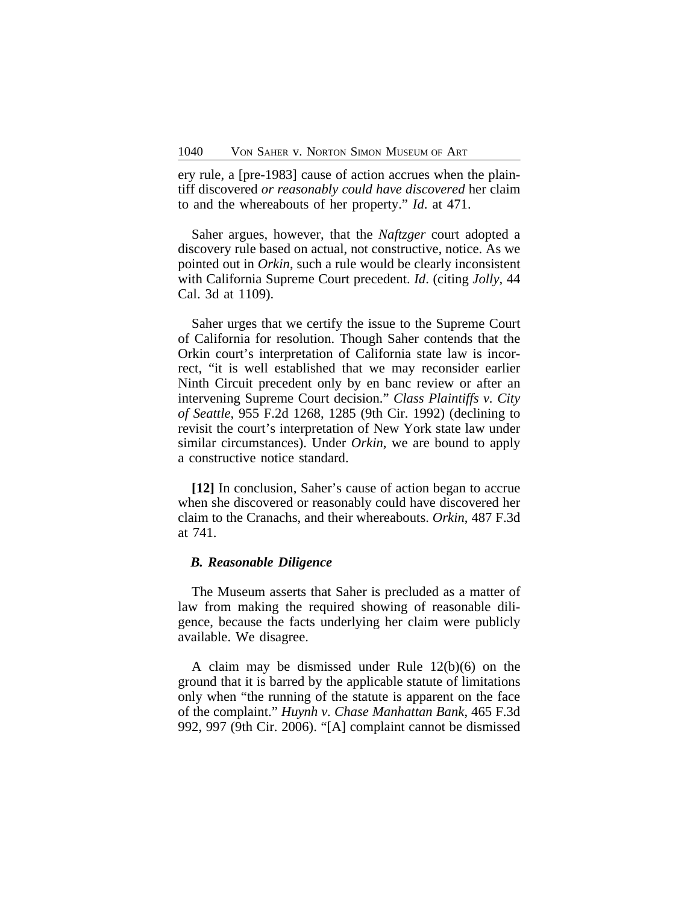ery rule, a [pre-1983] cause of action accrues when the plaintiff discovered *or reasonably could have discovered* her claim to and the whereabouts of her property." *Id.* at 471.

Saher argues, however, that the *Naftzger* court adopted a discovery rule based on actual, not constructive, notice. As we pointed out in *Orkin,* such a rule would be clearly inconsistent with California Supreme Court precedent. *Id*. (citing *Jolly*, 44 Cal. 3d at 1109).

Saher urges that we certify the issue to the Supreme Court of California for resolution. Though Saher contends that the Orkin court's interpretation of California state law is incorrect, "it is well established that we may reconsider earlier Ninth Circuit precedent only by en banc review or after an intervening Supreme Court decision." *Class Plaintiffs v. City of Seattle*, 955 F.2d 1268, 1285 (9th Cir. 1992) (declining to revisit the court's interpretation of New York state law under similar circumstances). Under *Orkin,* we are bound to apply a constructive notice standard.

**[12]** In conclusion, Saher's cause of action began to accrue when she discovered or reasonably could have discovered her claim to the Cranachs, and their whereabouts. *Orkin*, 487 F.3d at 741.

### *B. Reasonable Diligence*

The Museum asserts that Saher is precluded as a matter of law from making the required showing of reasonable diligence, because the facts underlying her claim were publicly available. We disagree.

A claim may be dismissed under Rule 12(b)(6) on the ground that it is barred by the applicable statute of limitations only when "the running of the statute is apparent on the face of the complaint." *Huynh v. Chase Manhattan Bank*, 465 F.3d 992, 997 (9th Cir. 2006). "[A] complaint cannot be dismissed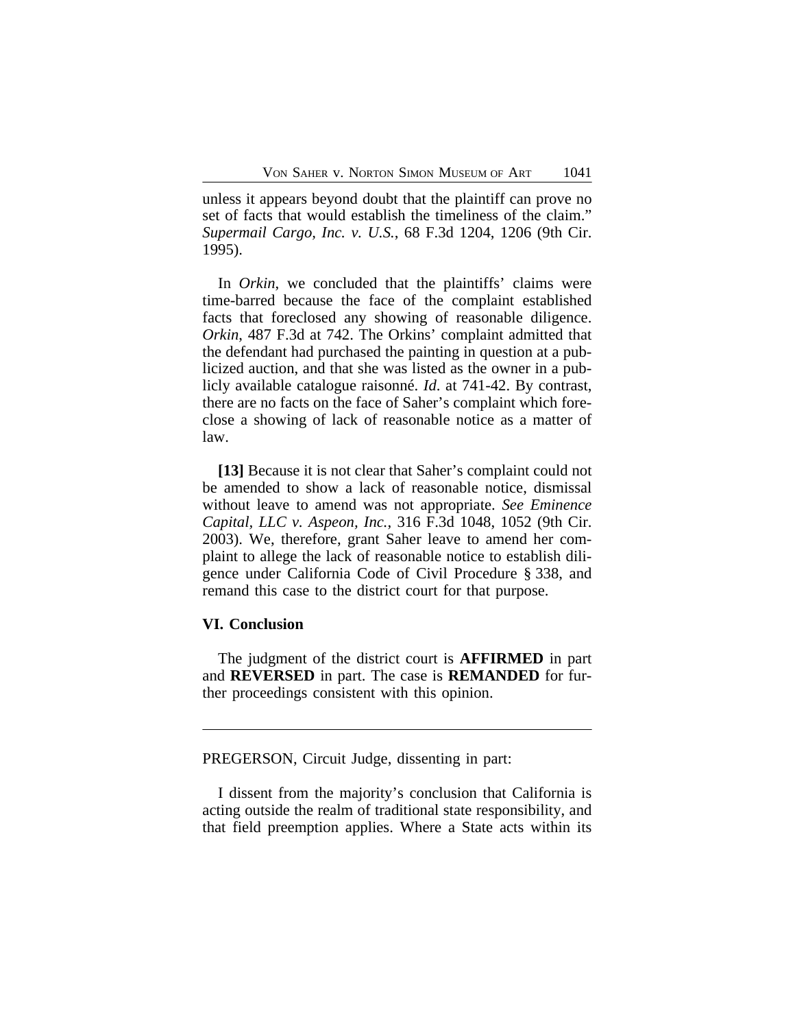unless it appears beyond doubt that the plaintiff can prove no set of facts that would establish the timeliness of the claim." *Supermail Cargo, Inc. v. U.S.*, 68 F.3d 1204, 1206 (9th Cir. 1995).

In *Orkin*, we concluded that the plaintiffs' claims were time-barred because the face of the complaint established facts that foreclosed any showing of reasonable diligence. *Orkin*, 487 F.3d at 742. The Orkins' complaint admitted that the defendant had purchased the painting in question at a publicized auction, and that she was listed as the owner in a publicly available catalogue raisonné. *Id*. at 741-42. By contrast, there are no facts on the face of Saher's complaint which foreclose a showing of lack of reasonable notice as a matter of law.

**[13]** Because it is not clear that Saher's complaint could not be amended to show a lack of reasonable notice, dismissal without leave to amend was not appropriate. *See Eminence Capital, LLC v. Aspeon, Inc.*, 316 F.3d 1048, 1052 (9th Cir. 2003). We, therefore, grant Saher leave to amend her complaint to allege the lack of reasonable notice to establish diligence under California Code of Civil Procedure § 338, and remand this case to the district court for that purpose.

### VI. Conclusion

The judgment of the district court is **AFFIRMED** in part and **REVERSED** in part. The case is **REMANDED** for further proceedings consistent with this opinion.

---

PREGERSON, Circuit Judge, dissenting in part:

I dissent from the majority's conclusion that California is acting outside the realm of traditional state responsibility, and that field preemption applies. Where a State acts within its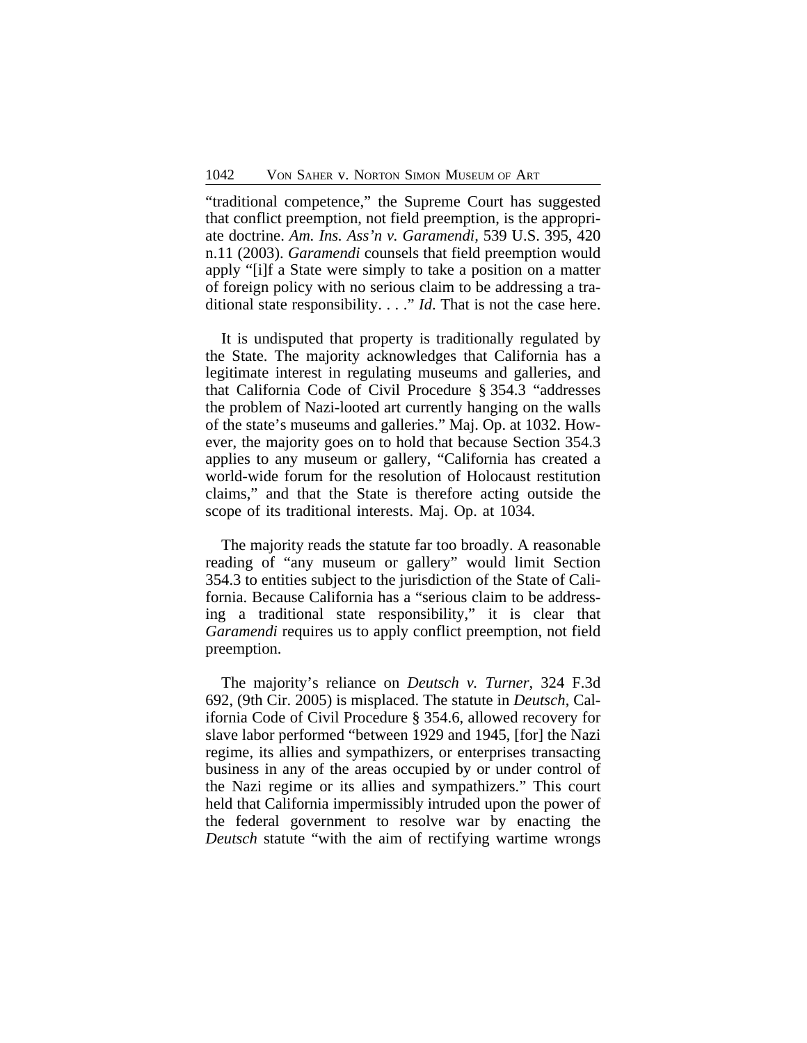"traditional competence," the Supreme Court has suggested that conflict preemption, not field preemption, is the appropriate doctrine. *Am. Ins. Ass'n v. Garamendi*, 539 U.S. 395, 420 n.11 (2003). *Garamendi* counsels that field preemption would apply "[i]f a State were simply to take a position on a matter of foreign policy with no serious claim to be addressing a traditional state responsibility. . . ." *Id*. That is not the case here.

It is undisputed that property is traditionally regulated by the State. The majority acknowledges that California has a legitimate interest in regulating museums and galleries, and that California Code of Civil Procedure § 354.3 "addresses the problem of Nazi-looted art currently hanging on the walls of the state's museums and galleries." Maj. Op. at 1032. However, the majority goes on to hold that because Section 354.3 applies to any museum or gallery, "California has created a world-wide forum for the resolution of Holocaust restitution claims," and that the State is therefore acting outside the scope of its traditional interests. Maj. Op. at 1034.

The majority reads the statute far too broadly. A reasonable reading of "any museum or gallery" would limit Section 354.3 to entities subject to the jurisdiction of the State of California. Because California has a "serious claim to be addressing a traditional state responsibility," it is clear that *Garamendi* requires us to apply conflict preemption, not field preemption.

The majority's reliance on *Deutsch v. Turner*, 324 F.3d 692, (9th Cir. 2005) is misplaced. The statute in *Deutsch*, California Code of Civil Procedure § 354.6, allowed recovery for slave labor performed "between 1929 and 1945, [for] the Nazi regime, its allies and sympathizers, or enterprises transacting business in any of the areas occupied by or under control of the Nazi regime or its allies and sympathizers." This court held that California impermissibly intruded upon the power of the federal government to resolve war by enacting the *Deutsch* statute "with the aim of rectifying wartime wrongs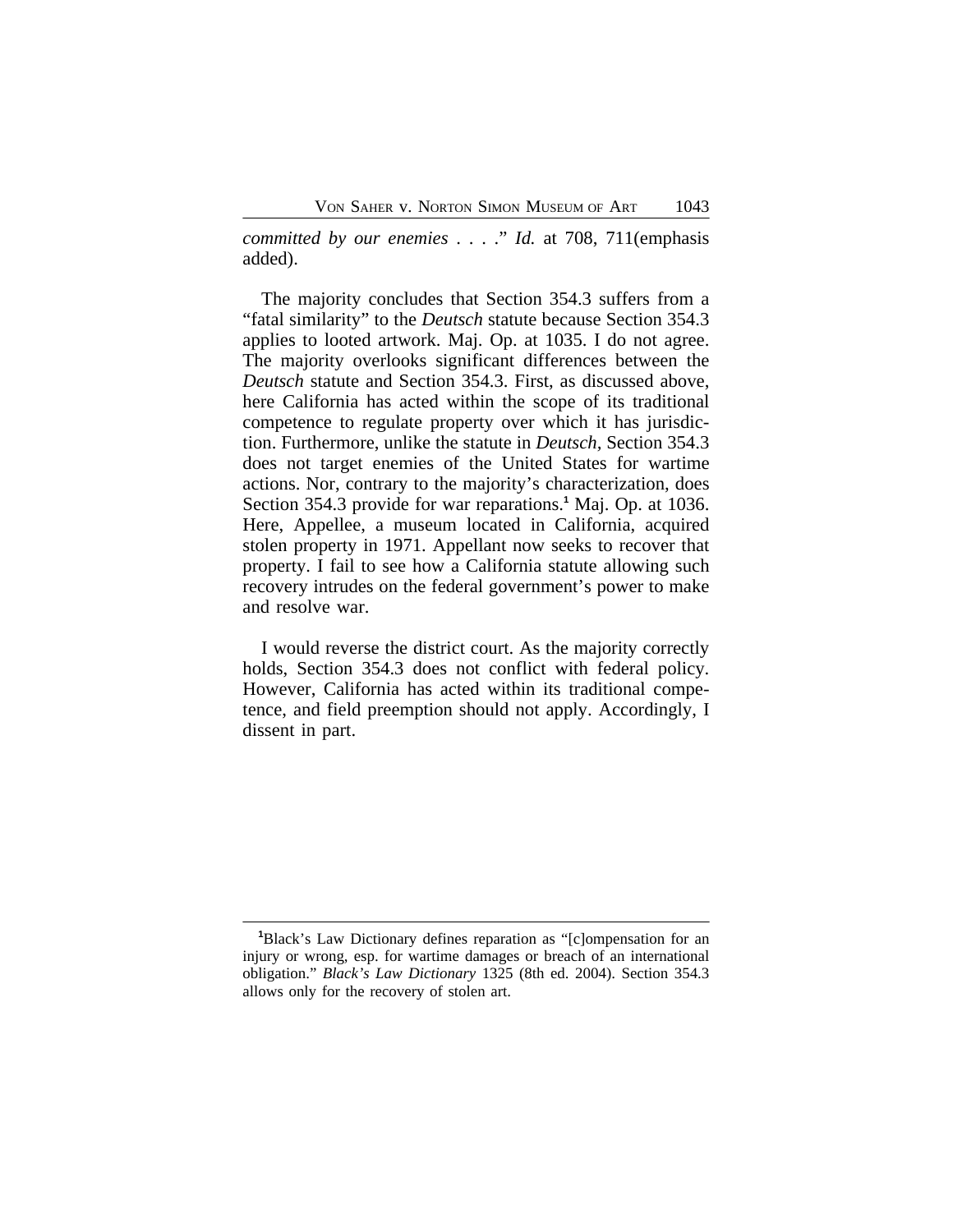*committed by our enemies* . . . ." *Id.* at 708, 711(emphasis added).

The majority concludes that Section 354.3 suffers from a "fatal similarity" to the *Deutsch* statute because Section 354.3 applies to looted artwork. Maj. Op. at 1035. I do not agree. The majority overlooks significant differences between the *Deutsch* statute and Section 354.3. First, as discussed above, here California has acted within the scope of its traditional competence to regulate property over which it has jurisdiction. Furthermore, unlike the statute in *Deutsch*, Section 354.3 does not target enemies of the United States for wartime actions. Nor, contrary to the majority's characterization, does Section 354.3 provide for war reparations.[1] Maj. Op. at 1036. Here, Appellee, a museum located in California, acquired stolen property in 1971. Appellant now seeks to recover that property. I fail to see how a California statute allowing such recovery intrudes on the federal government's power to make and resolve war.

I would reverse the district court. As the majority correctly holds, Section 354.3 does not conflict with federal policy. However, California has acted within its traditional competence, and field preemption should not apply. Accordingly, I dissent in part.

---

[1] Black's Law Dictionary defines reparation as "[c]ompensation for an injury or wrong, esp. for wartime damages or breach of an international obligation." *Black's Law Dictionary* 1325 (8th ed. 2004). Section 354.3 allows only for the recovery of stolen art.